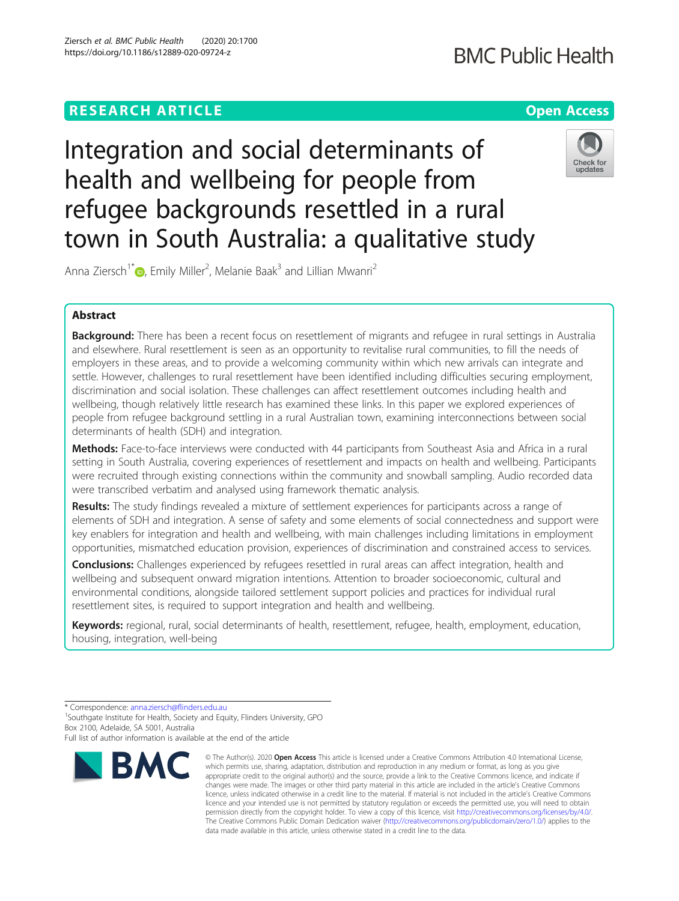RESEARCH ARTICLE

Open Access

# Integration and social determinants of health and wellbeing for people from refugee backgrounds resettled in a rural town in South Australia: a qualitative study

Anna Ziersch[1*], Emily Miller[2], Melanie Baak[3] and Lillian Mwanri[2]

## Abstract

**Background:** There has been a recent focus on resettlement of migrants and refugee in rural settings in Australia and elsewhere. Rural resettlement is seen as an opportunity to revitalise rural communities, to fill the needs of employers in these areas, and to provide a welcoming community within which new arrivals can integrate and settle. However, challenges to rural resettlement have been identified including difficulties securing employment, discrimination and social isolation. These challenges can affect resettlement outcomes including health and wellbeing, though relatively little research has examined these links. In this paper we explored experiences of people from refugee background settling in a rural Australian town, examining interconnections between social determinants of health (SDH) and integration.

**Methods:** Face-to-face interviews were conducted with 44 participants from Southeast Asia and Africa in a rural setting in South Australia, covering experiences of resettlement and impacts on health and wellbeing. Participants were recruited through existing connections within the community and snowball sampling. Audio recorded data were transcribed verbatim and analysed using framework thematic analysis.

**Results:** The study findings revealed a mixture of settlement experiences for participants across a range of elements of SDH and integration. A sense of safety and some elements of social connectedness and support were key enablers for integration and health and wellbeing, with main challenges including limitations in employment opportunities, mismatched education provision, experiences of discrimination and constrained access to services.

**Conclusions:** Challenges experienced by refugees resettled in rural areas can affect integration, health and wellbeing and subsequent onward migration intentions. Attention to broader socioeconomic, cultural and environmental conditions, alongside tailored settlement support policies and practices for individual rural resettlement sites, is required to support integration and health and wellbeing.

**Keywords:** regional, rural, social determinants of health, resettlement, refugee, health, employment, education, housing, integration, well-being

* Correspondence: anna.ziersch@flinders.edu.au
[1]Southgate Institute for Health, Society and Equity, Flinders University, GPO Box 2100, Adelaide, SA 5001, Australia
Full list of author information is available at the end of the article

© The Author(s). 2020 **Open Access** This article is licensed under a Creative Commons Attribution 4.0 International License, which permits use, sharing, adaptation, distribution and reproduction in any medium or format, as long as you give appropriate credit to the original author(s) and the source, provide a link to the Creative Commons licence, and indicate if changes were made. The images or other third party material in this article are included in the article's Creative Commons licence, unless indicated otherwise in a credit line to the material. If material is not included in the article's Creative Commons licence and your intended use is not permitted by statutory regulation or exceeds the permitted use, you will need to obtain permission directly from the copyright holder. To view a copy of this licence, visit http://creativecommons.org/licenses/by/4.0/. The Creative Commons Public Domain Dedication waiver (http://creativecommons.org/publicdomain/zero/1.0/) applies to the data made available in this article, unless otherwise stated in a credit line to the data.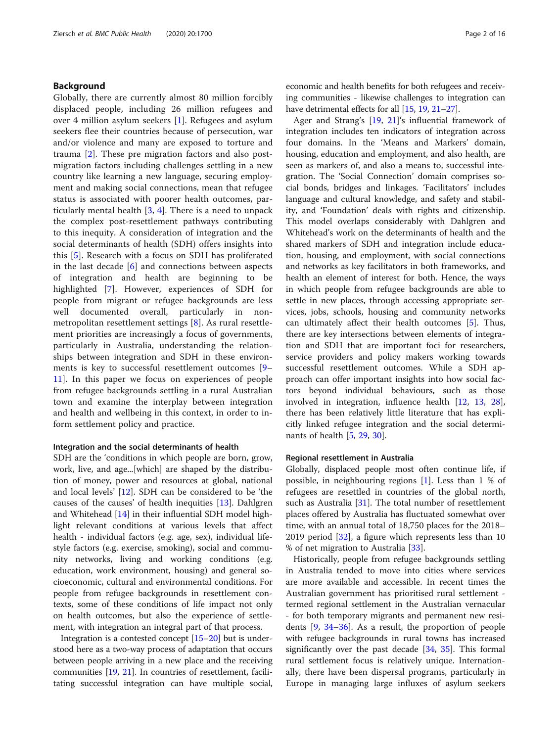## Background

Globally, there are currently almost 80 million forcibly displaced people, including 26 million refugees and over 4 million asylum seekers [1]. Refugees and asylum seekers flee their countries because of persecution, war and/or violence and many are exposed to torture and trauma [2]. These pre migration factors and also post-migration factors including challenges settling in a new country like learning a new language, securing employment and making social connections, mean that refugee status is associated with poorer health outcomes, particularly mental health [3, 4]. There is a need to unpack the complex post-resettlement pathways contributing to this inequity. A consideration of integration and the social determinants of health (SDH) offers insights into this [5]. Research with a focus on SDH has proliferated in the last decade [6] and connections between aspects of integration and health are beginning to be highlighted [7]. However, experiences of SDH for people from migrant or refugee backgrounds are less well documented overall, particularly in non-metropolitan resettlement settings [8]. As rural resettlement priorities are increasingly a focus of governments, particularly in Australia, understanding the relationships between integration and SDH in these environments is key to successful resettlement outcomes [9–11]. In this paper we focus on experiences of people from refugee backgrounds settling in a rural Australian town and examine the interplay between integration and health and wellbeing in this context, in order to inform settlement policy and practice.

### Integration and the social determinants of health

SDH are the 'conditions in which people are born, grow, work, live, and age...[which] are shaped by the distribution of money, power and resources at global, national and local levels' [12]. SDH can be considered to be 'the causes of the causes' of health inequities [13]. Dahlgren and Whitehead [14] in their influential SDH model highlight relevant conditions at various levels that affect health - individual factors (e.g. age, sex), individual lifestyle factors (e.g. exercise, smoking), social and community networks, living and working conditions (e.g. education, work environment, housing) and general socioeconomic, cultural and environmental conditions. For people from refugee backgrounds in resettlement contexts, some of these conditions of life impact not only on health outcomes, but also the experience of settlement, with integration an integral part of that process.

Integration is a contested concept [15–20] but is understood here as a two-way process of adaptation that occurs between people arriving in a new place and the receiving communities [19, 21]. In countries of resettlement, facilitating successful integration can have multiple social, economic and health benefits for both refugees and receiving communities - likewise challenges to integration can have detrimental effects for all [15, 19, 21–27].

Ager and Strang's [19, 21]'s influential framework of integration includes ten indicators of integration across four domains. In the 'Means and Markers' domain, housing, education and employment, and also health, are seen as markers of, and also a means to, successful integration. The 'Social Connection' domain comprises social bonds, bridges and linkages. 'Facilitators' includes language and cultural knowledge, and safety and stability, and 'Foundation' deals with rights and citizenship. This model overlaps considerably with Dahlgren and Whitehead's work on the determinants of health and the shared markers of SDH and integration include education, housing, and employment, with social connections and networks as key facilitators in both frameworks, and health an element of interest for both. Hence, the ways in which people from refugee backgrounds are able to settle in new places, through accessing appropriate services, jobs, schools, housing and community networks can ultimately affect their health outcomes [5]. Thus, there are key intersections between elements of integration and SDH that are important foci for researchers, service providers and policy makers working towards successful resettlement outcomes. While a SDH approach can offer important insights into how social factors beyond individual behaviours, such as those involved in integration, influence health [12, 13, 28], there has been relatively little literature that has explicitly linked refugee integration and the social determinants of health [5, 29, 30].

### Regional resettlement in Australia

Globally, displaced people most often continue life, if possible, in neighbouring regions [1]. Less than 1 % of refugees are resettled in countries of the global north, such as Australia [31]. The total number of resettlement places offered by Australia has fluctuated somewhat over time, with an annual total of 18,750 places for the 2018–2019 period [32], a figure which represents less than 10 % of net migration to Australia [33].

Historically, people from refugee backgrounds settling in Australia tended to move into cities where services are more available and accessible. In recent times the Australian government has prioritised rural settlement - termed regional settlement in the Australian vernacular - for both temporary migrants and permanent new residents [9, 34–36]. As a result, the proportion of people with refugee backgrounds in rural towns has increased significantly over the past decade [34, 35]. This formal rural settlement focus is relatively unique. Internationally, there have been dispersal programs, particularly in Europe in managing large influxes of asylum seekers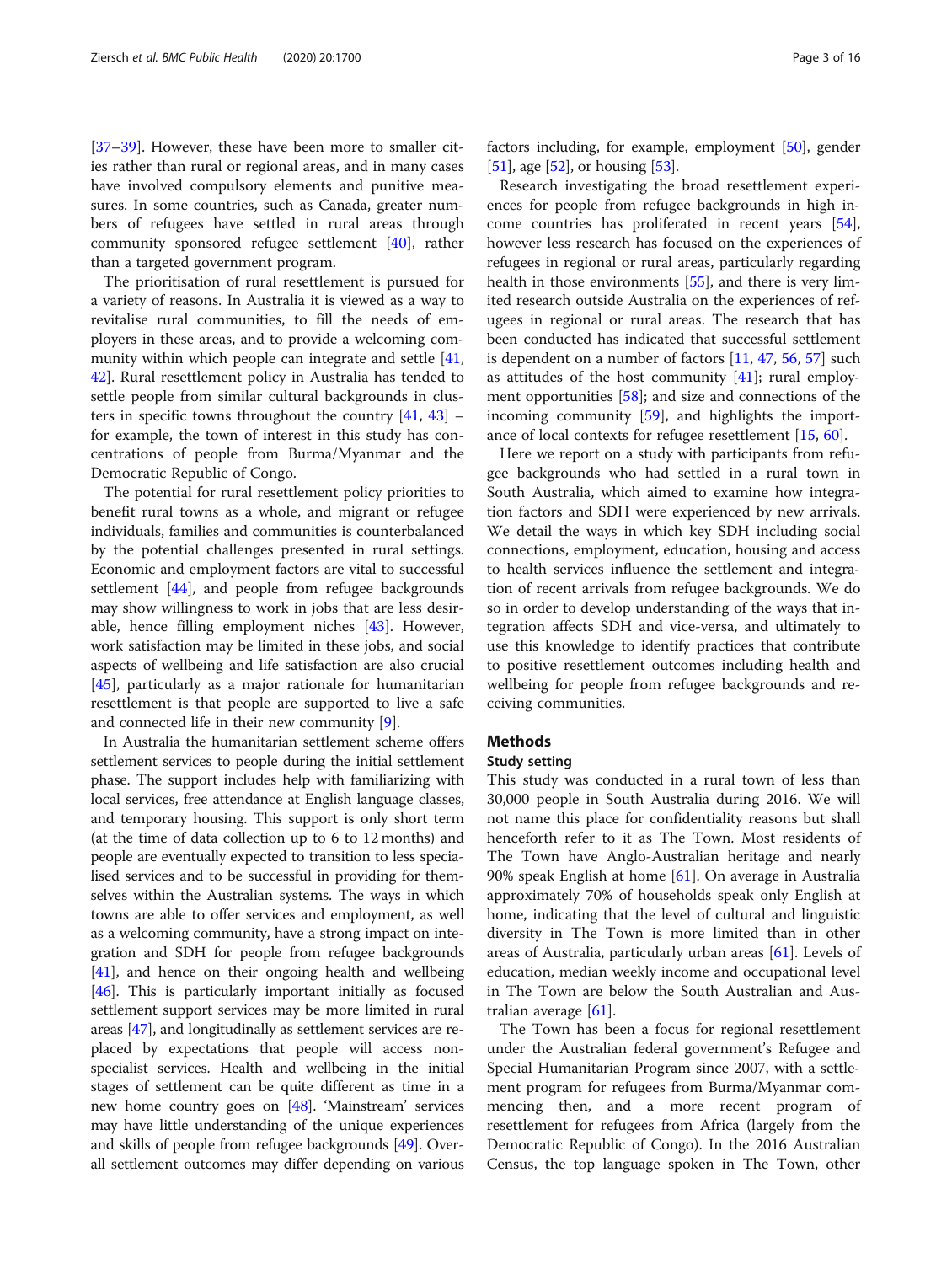[37–39]. However, these have been more to smaller cities rather than rural or regional areas, and in many cases have involved compulsory elements and punitive measures. In some countries, such as Canada, greater numbers of refugees have settled in rural areas through community sponsored refugee settlement [40], rather than a targeted government program.

The prioritisation of rural resettlement is pursued for a variety of reasons. In Australia it is viewed as a way to revitalise rural communities, to fill the needs of employers in these areas, and to provide a welcoming community within which people can integrate and settle [41, 42]. Rural resettlement policy in Australia has tended to settle people from similar cultural backgrounds in clusters in specific towns throughout the country [41, 43] – for example, the town of interest in this study has concentrations of people from Burma/Myanmar and the Democratic Republic of Congo.

The potential for rural resettlement policy priorities to benefit rural towns as a whole, and migrant or refugee individuals, families and communities is counterbalanced by the potential challenges presented in rural settings. Economic and employment factors are vital to successful settlement [44], and people from refugee backgrounds may show willingness to work in jobs that are less desirable, hence filling employment niches [43]. However, work satisfaction may be limited in these jobs, and social aspects of wellbeing and life satisfaction are also crucial [45], particularly as a major rationale for humanitarian resettlement is that people are supported to live a safe and connected life in their new community [9].

In Australia the humanitarian settlement scheme offers settlement services to people during the initial settlement phase. The support includes help with familiarizing with local services, free attendance at English language classes, and temporary housing. This support is only short term (at the time of data collection up to 6 to 12 months) and people are eventually expected to transition to less specialised services and to be successful in providing for themselves within the Australian systems. The ways in which towns are able to offer services and employment, as well as a welcoming community, have a strong impact on integration and SDH for people from refugee backgrounds [41], and hence on their ongoing health and wellbeing [46]. This is particularly important initially as focused settlement support services may be more limited in rural areas [47], and longitudinally as settlement services are replaced by expectations that people will access non-specialist services. Health and wellbeing in the initial stages of settlement can be quite different as time in a new home country goes on [48]. 'Mainstream' services may have little understanding of the unique experiences and skills of people from refugee backgrounds [49]. Overall settlement outcomes may differ depending on various factors including, for example, employment [50], gender [51], age [52], or housing [53].

Research investigating the broad resettlement experiences for people from refugee backgrounds in high income countries has proliferated in recent years [54], however less research has focused on the experiences of refugees in regional or rural areas, particularly regarding health in those environments [55], and there is very limited research outside Australia on the experiences of refugees in regional or rural areas. The research that has been conducted has indicated that successful settlement is dependent on a number of factors [11, 47, 56, 57] such as attitudes of the host community [41]; rural employment opportunities [58]; and size and connections of the incoming community [59], and highlights the importance of local contexts for refugee resettlement [15, 60].

Here we report on a study with participants from refugee backgrounds who had settled in a rural town in South Australia, which aimed to examine how integration factors and SDH were experienced by new arrivals. We detail the ways in which key SDH including social connections, employment, education, housing and access to health services influence the settlement and integration of recent arrivals from refugee backgrounds. We do so in order to develop understanding of the ways that integration affects SDH and vice-versa, and ultimately to use this knowledge to identify practices that contribute to positive resettlement outcomes including health and wellbeing for people from refugee backgrounds and receiving communities.

## Methods

### Study setting

This study was conducted in a rural town of less than 30,000 people in South Australia during 2016. We will not name this place for confidentiality reasons but shall henceforth refer to it as The Town. Most residents of The Town have Anglo-Australian heritage and nearly 90% speak English at home [61]. On average in Australia approximately 70% of households speak only English at home, indicating that the level of cultural and linguistic diversity in The Town is more limited than in other areas of Australia, particularly urban areas [61]. Levels of education, median weekly income and occupational level in The Town are below the South Australian and Australian average [61].

The Town has been a focus for regional resettlement under the Australian federal government's Refugee and Special Humanitarian Program since 2007, with a settlement program for refugees from Burma/Myanmar commencing then, and a more recent program of resettlement for refugees from Africa (largely from the Democratic Republic of Congo). In the 2016 Australian Census, the top language spoken in The Town, other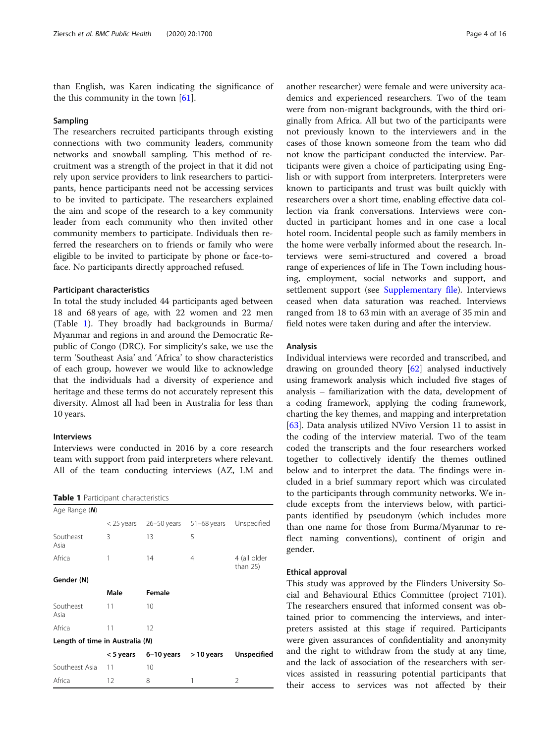than English, was Karen indicating the significance of the this community in the town [61].

### Sampling

The researchers recruited participants through existing connections with two community leaders, community networks and snowball sampling. This method of recruitment was a strength of the project in that it did not rely upon service providers to link researchers to participants, hence participants need not be accessing services to be invited to participate. The researchers explained the aim and scope of the research to a key community leader from each community who then invited other community members to participate. Individuals then referred the researchers on to friends or family who were eligible to be invited to participate by phone or face-to-face. No participants directly approached refused.

### Participant characteristics

In total the study included 44 participants aged between 18 and 68 years of age, with 22 women and 22 men (Table 1). They broadly had backgrounds in Burma/Myanmar and regions in and around the Democratic Republic of Congo (DRC). For simplicity's sake, we use the term 'Southeast Asia' and 'Africa' to show characteristics of each group, however we would like to acknowledge that the individuals had a diversity of experience and heritage and these terms do not accurately represent this diversity. Almost all had been in Australia for less than 10 years.

### Interviews

Interviews were conducted in 2016 by a core research team with support from paid interpreters where relevant. All of the team conducting interviews (AZ, LM and another researcher) were female and were university academics and experienced researchers. Two of the team were from non-migrant backgrounds, with the third originally from Africa. All but two of the participants were not previously known to the interviewers and in the cases of those known someone from the team who did not know the participant conducted the interview. Participants were given a choice of participating using English or with support from interpreters. Interpreters were known to participants and trust was built quickly with researchers over a short time, enabling effective data collection via frank conversations. Interviews were conducted in participant homes and in one case a local hotel room. Incidental people such as family members in the home were verbally informed about the research. Interviews were semi-structured and covered a broad range of experiences of life in The Town including housing, employment, social networks and support, and settlement support (see Supplementary file). Interviews ceased when data saturation was reached. Interviews ranged from 18 to 63 min with an average of 35 min and field notes were taken during and after the interview.

**Table 1** Participant characteristics

| Age Range (***N***) | | | | |
|---|---|---|---|---|
| | < 25 years | 26–50 years | 51–68 years | Unspecified |
| Southeast Asia | 3 | 13 | 5 | |
| Africa | 1 | 14 | 4 | 4 (all older than 25) |
| **Gender (N)** | | | | |
| | **Male** | **Female** | | |
| Southeast Asia | 11 | 10 | | |
| Africa | 11 | 12 | | |
| **Length of time in Australia (*N*)** | | | | |
| | **< 5 years** | **6–10 years** | **> 10 years** | **Unspecified** |
| Southeast Asia | 11 | 10 | | |
| Africa | 12 | 8 | 1 | 2 |

### Analysis

Individual interviews were recorded and transcribed, and drawing on grounded theory [62] analysed inductively using framework analysis which included five stages of analysis – familiarization with the data, development of a coding framework, applying the coding framework, charting the key themes, and mapping and interpretation [63]. Data analysis utilized NVivo Version 11 to assist in the coding of the interview material. Two of the team coded the transcripts and the four researchers worked together to collectively identify the themes outlined below and to interpret the data. The findings were included in a brief summary report which was circulated to the participants through community networks. We include excepts from the interviews below, with participants identified by pseudonym (which includes more than one name for those from Burma/Myanmar to reflect naming conventions), continent of origin and gender.

### Ethical approval

This study was approved by the Flinders University Social and Behavioural Ethics Committee (project 7101). The researchers ensured that informed consent was obtained prior to commencing the interviews, and interpreters assisted at this stage if required. Participants were given assurances of confidentiality and anonymity and the right to withdraw from the study at any time, and the lack of association of the researchers with services assisted in reassuring potential participants that their access to services was not affected by their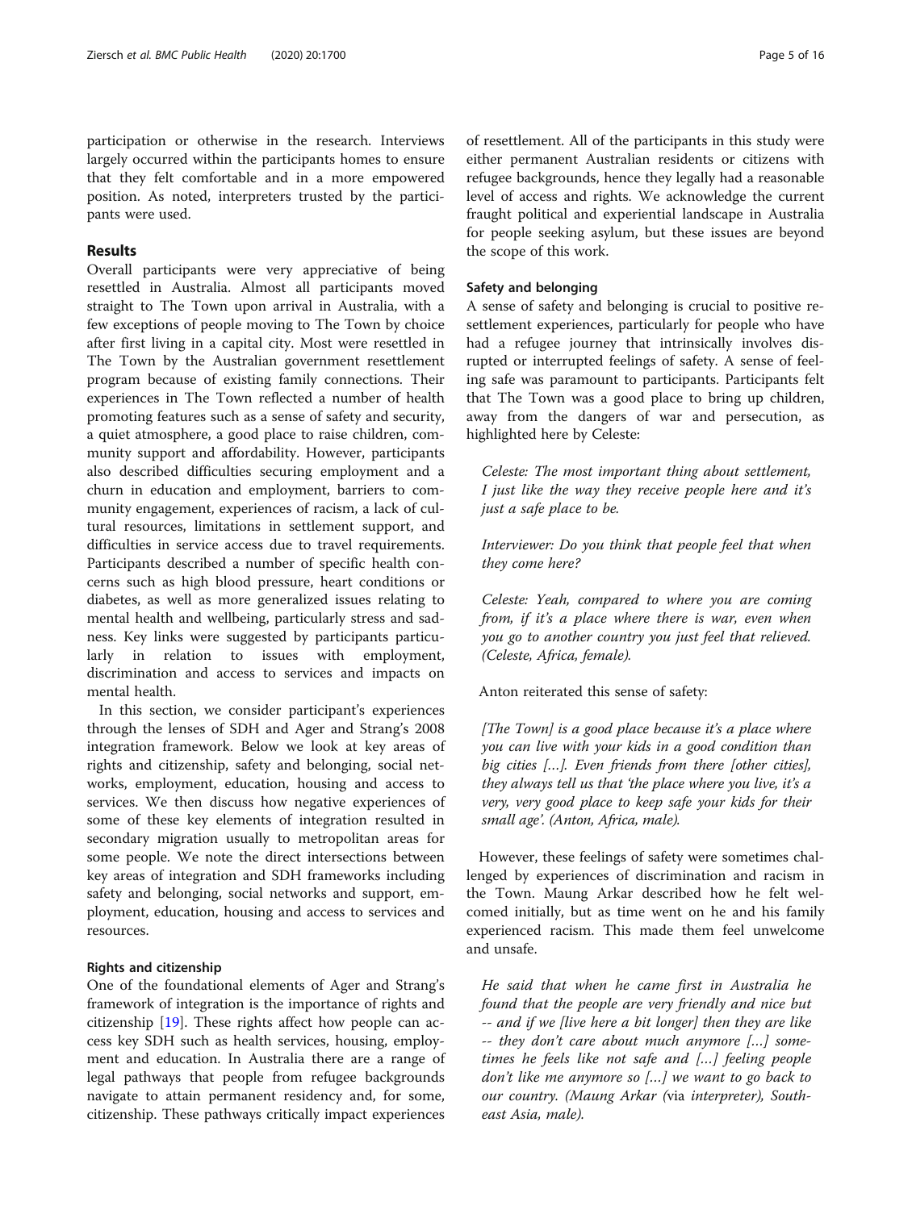participation or otherwise in the research. Interviews largely occurred within the participants homes to ensure that they felt comfortable and in a more empowered position. As noted, interpreters trusted by the participants were used.

## Results

Overall participants were very appreciative of being resettled in Australia. Almost all participants moved straight to The Town upon arrival in Australia, with a few exceptions of people moving to The Town by choice after first living in a capital city. Most were resettled in The Town by the Australian government resettlement program because of existing family connections. Their experiences in The Town reflected a number of health promoting features such as a sense of safety and security, a quiet atmosphere, a good place to raise children, community support and affordability. However, participants also described difficulties securing employment and a churn in education and employment, barriers to community engagement, experiences of racism, a lack of cultural resources, limitations in settlement support, and difficulties in service access due to travel requirements. Participants described a number of specific health concerns such as high blood pressure, heart conditions or diabetes, as well as more generalized issues relating to mental health and wellbeing, particularly stress and sadness. Key links were suggested by participants particularly in relation to issues with employment, discrimination and access to services and impacts on mental health.

In this section, we consider participant's experiences through the lenses of SDH and Ager and Strang's 2008 integration framework. Below we look at key areas of rights and citizenship, safety and belonging, social networks, employment, education, housing and access to services. We then discuss how negative experiences of some of these key elements of integration resulted in secondary migration usually to metropolitan areas for some people. We note the direct intersections between key areas of integration and SDH frameworks including safety and belonging, social networks and support, employment, education, housing and access to services and resources.

### Rights and citizenship

One of the foundational elements of Ager and Strang's framework of integration is the importance of rights and citizenship [19]. These rights affect how people can access key SDH such as health services, housing, employment and education. In Australia there are a range of legal pathways that people from refugee backgrounds navigate to attain permanent residency and, for some, citizenship. These pathways critically impact experiences of resettlement. All of the participants in this study were either permanent Australian residents or citizens with refugee backgrounds, hence they legally had a reasonable level of access and rights. We acknowledge the current fraught political and experiential landscape in Australia for people seeking asylum, but these issues are beyond the scope of this work.

### Safety and belonging

A sense of safety and belonging is crucial to positive resettlement experiences, particularly for people who have had a refugee journey that intrinsically involves disrupted or interrupted feelings of safety. A sense of feeling safe was paramount to participants. Participants felt that The Town was a good place to bring up children, away from the dangers of war and persecution, as highlighted here by Celeste:

> *Celeste: The most important thing about settlement, I just like the way they receive people here and it's just a safe place to be.*
>
> *Interviewer: Do you think that people feel that when they come here?*
>
> *Celeste: Yeah, compared to where you are coming from, if it's a place where there is war, even when you go to another country you just feel that relieved. (Celeste, Africa, female).*

Anton reiterated this sense of safety:

> *[The Town] is a good place because it's a place where you can live with your kids in a good condition than big cities […]. Even friends from there [other cities], they always tell us that 'the place where you live, it's a very, very good place to keep safe your kids for their small age'. (Anton, Africa, male).*

However, these feelings of safety were sometimes challenged by experiences of discrimination and racism in the Town. Maung Arkar described how he felt welcomed initially, but as time went on he and his family experienced racism. This made them feel unwelcome and unsafe.

> *He said that when he came first in Australia he found that the people are very friendly and nice but -- and if we [live here a bit longer] then they are like -- they don't care about much anymore […] sometimes he feels like not safe and […] feeling people don't like me anymore so […] we want to go back to our country. (Maung Arkar (*via *interpreter), Southeast Asia, male).*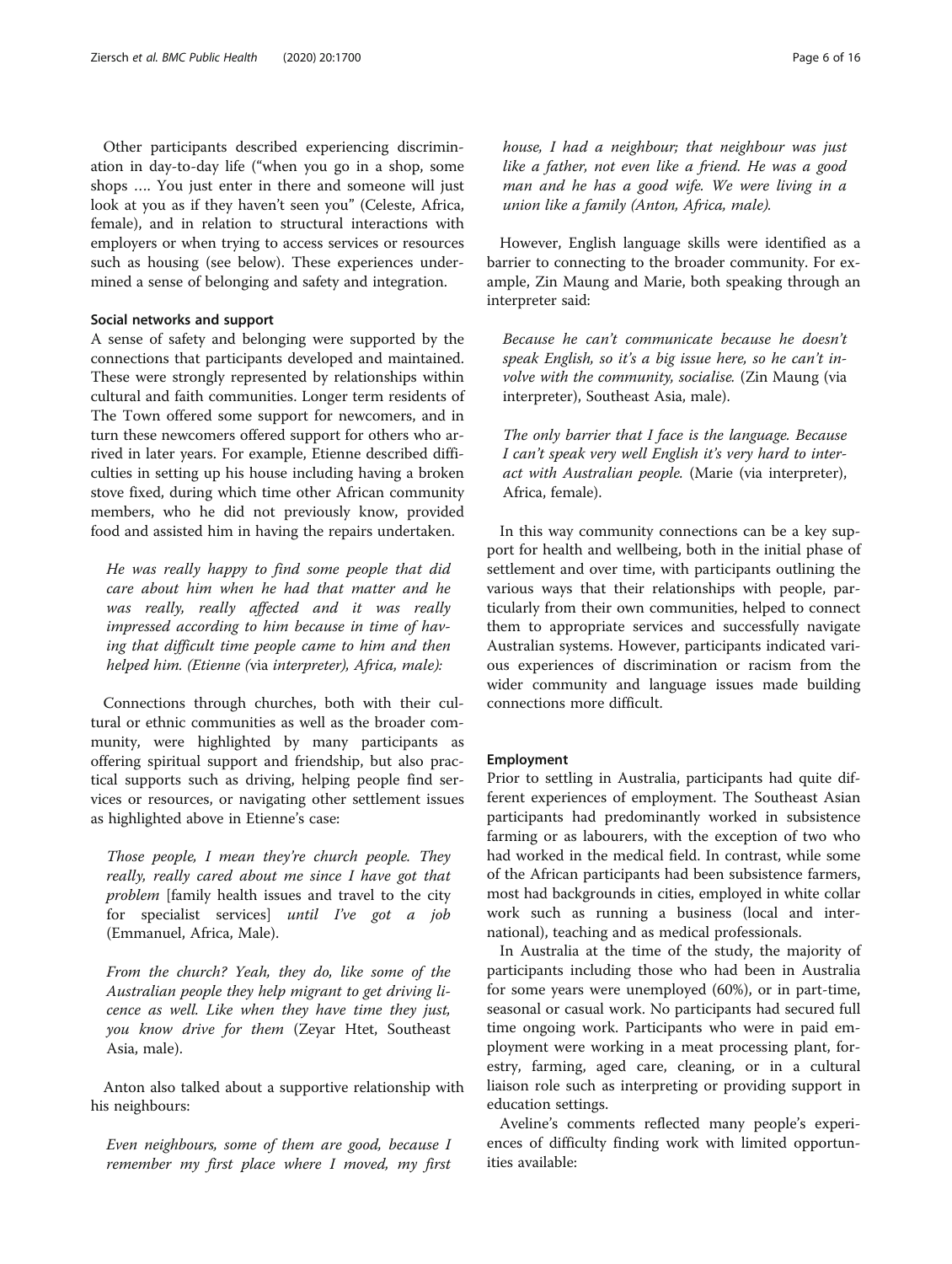Other participants described experiencing discrimination in day-to-day life ("when you go in a shop, some shops …. You just enter in there and someone will just look at you as if they haven't seen you" (Celeste, Africa, female), and in relation to structural interactions with employers or when trying to access services or resources such as housing (see below). These experiences undermined a sense of belonging and safety and integration.

### Social networks and support

A sense of safety and belonging were supported by the connections that participants developed and maintained. These were strongly represented by relationships within cultural and faith communities. Longer term residents of The Town offered some support for newcomers, and in turn these newcomers offered support for others who arrived in later years. For example, Etienne described difficulties in setting up his house including having a broken stove fixed, during which time other African community members, who he did not previously know, provided food and assisted him in having the repairs undertaken.

> *He was really happy to find some people that did care about him when he had that matter and he was really, really affected and it was really impressed according to him because in time of having that difficult time people came to him and then helped him. (Etienne (*via *interpreter), Africa, male):*

Connections through churches, both with their cultural or ethnic communities as well as the broader community, were highlighted by many participants as offering spiritual support and friendship, but also practical supports such as driving, helping people find services or resources, or navigating other settlement issues as highlighted above in Etienne's case:

> *Those people, I mean they're church people. They really, really cared about me since I have got that problem* [family health issues and travel to the city for specialist services] *until I've got a job* (Emmanuel, Africa, Male).

> *From the church? Yeah, they do, like some of the Australian people they help migrant to get driving licence as well. Like when they have time they just, you know drive for them* (Zeyar Htet, Southeast Asia, male).

Anton also talked about a supportive relationship with his neighbours:

> *Even neighbours, some of them are good, because I remember my first place where I moved, my first house, I had a neighbour; that neighbour was just like a father, not even like a friend. He was a good man and he has a good wife. We were living in a union like a family (Anton, Africa, male).*

However, English language skills were identified as a barrier to connecting to the broader community. For example, Zin Maung and Marie, both speaking through an interpreter said:

> *Because he can't communicate because he doesn't speak English, so it's a big issue here, so he can't involve with the community, socialise.* (Zin Maung (via interpreter), Southeast Asia, male).

> *The only barrier that I face is the language. Because I can't speak very well English it's very hard to interact with Australian people.* (Marie (via interpreter), Africa, female).

In this way community connections can be a key support for health and wellbeing, both in the initial phase of settlement and over time, with participants outlining the various ways that their relationships with people, particularly from their own communities, helped to connect them to appropriate services and successfully navigate Australian systems. However, participants indicated various experiences of discrimination or racism from the wider community and language issues made building connections more difficult.

### Employment

Prior to settling in Australia, participants had quite different experiences of employment. The Southeast Asian participants had predominantly worked in subsistence farming or as labourers, with the exception of two who had worked in the medical field. In contrast, while some of the African participants had been subsistence farmers, most had backgrounds in cities, employed in white collar work such as running a business (local and international), teaching and as medical professionals.

In Australia at the time of the study, the majority of participants including those who had been in Australia for some years were unemployed (60%), or in part-time, seasonal or casual work. No participants had secured full time ongoing work. Participants who were in paid employment were working in a meat processing plant, forestry, farming, aged care, cleaning, or in a cultural liaison role such as interpreting or providing support in education settings.

Aveline's comments reflected many people's experiences of difficulty finding work with limited opportunities available: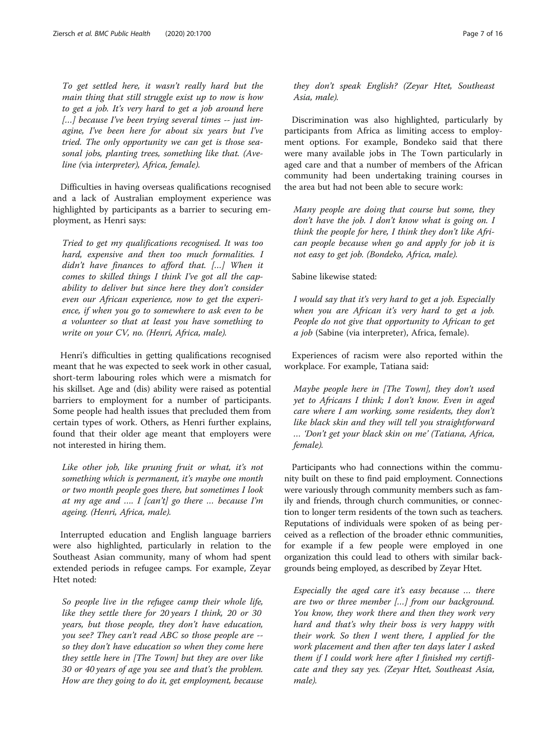*To get settled here, it wasn't really hard but the main thing that still struggle exist up to now is how to get a job. It's very hard to get a job around here […] because I've been trying several times -- just imagine, I've been here for about six years but I've tried. The only opportunity we can get is those seasonal jobs, planting trees, something like that. (Aveline (via interpreter), Africa, female).*

Difficulties in having overseas qualifications recognised and a lack of Australian employment experience was highlighted by participants as a barrier to securing employment, as Henri says:

*Tried to get my qualifications recognised. It was too hard, expensive and then too much formalities. I didn't have finances to afford that. […] When it comes to skilled things I think I've got all the capability to deliver but since here they don't consider even our African experience, now to get the experience, if when you go to somewhere to ask even to be a volunteer so that at least you have something to write on your CV, no. (Henri, Africa, male).*

Henri's difficulties in getting qualifications recognised meant that he was expected to seek work in other casual, short-term labouring roles which were a mismatch for his skillset. Age and (dis) ability were raised as potential barriers to employment for a number of participants. Some people had health issues that precluded them from certain types of work. Others, as Henri further explains, found that their older age meant that employers were not interested in hiring them.

*Like other job, like pruning fruit or what, it's not something which is permanent, it's maybe one month or two month people goes there, but sometimes I look at my age and …. I [can't] go there … because I'm ageing. (Henri, Africa, male).*

Interrupted education and English language barriers were also highlighted, particularly in relation to the Southeast Asian community, many of whom had spent extended periods in refugee camps. For example, Zeyar Htet noted:

*So people live in the refugee camp their whole life, like they settle there for 20 years I think, 20 or 30 years, but those people, they don't have education, you see? They can't read ABC so those people are -- so they don't have education so when they come here they settle here in [The Town] but they are over like 30 or 40 years of age you see and that's the problem. How are they going to do it, get employment, because they don't speak English? (Zeyar Htet, Southeast Asia, male).*

Discrimination was also highlighted, particularly by participants from Africa as limiting access to employment options. For example, Bondeko said that there were many available jobs in The Town particularly in aged care and that a number of members of the African community had been undertaking training courses in the area but had not been able to secure work:

*Many people are doing that course but some, they don't have the job. I don't know what is going on. I think the people for here, I think they don't like African people because when go and apply for job it is not easy to get job. (Bondeko, Africa, male).*

Sabine likewise stated:

*I would say that it's very hard to get a job. Especially when you are African it's very hard to get a job. People do not give that opportunity to African to get a job* (Sabine (via interpreter), Africa, female).

Experiences of racism were also reported within the workplace. For example, Tatiana said:

*Maybe people here in [The Town], they don't used yet to Africans I think; I don't know. Even in aged care where I am working, some residents, they don't like black skin and they will tell you straightforward … 'Don't get your black skin on me' (Tatiana, Africa, female).*

Participants who had connections within the community built on these to find paid employment. Connections were variously through community members such as family and friends, through church communities, or connection to longer term residents of the town such as teachers. Reputations of individuals were spoken of as being perceived as a reflection of the broader ethnic communities, for example if a few people were employed in one organization this could lead to others with similar backgrounds being employed, as described by Zeyar Htet.

*Especially the aged care it's easy because … there are two or three member […] from our background. You know, they work there and then they work very hard and that's why their boss is very happy with their work. So then I went there, I applied for the work placement and then after ten days later I asked them if I could work here after I finished my certificate and they say yes. (Zeyar Htet, Southeast Asia, male).*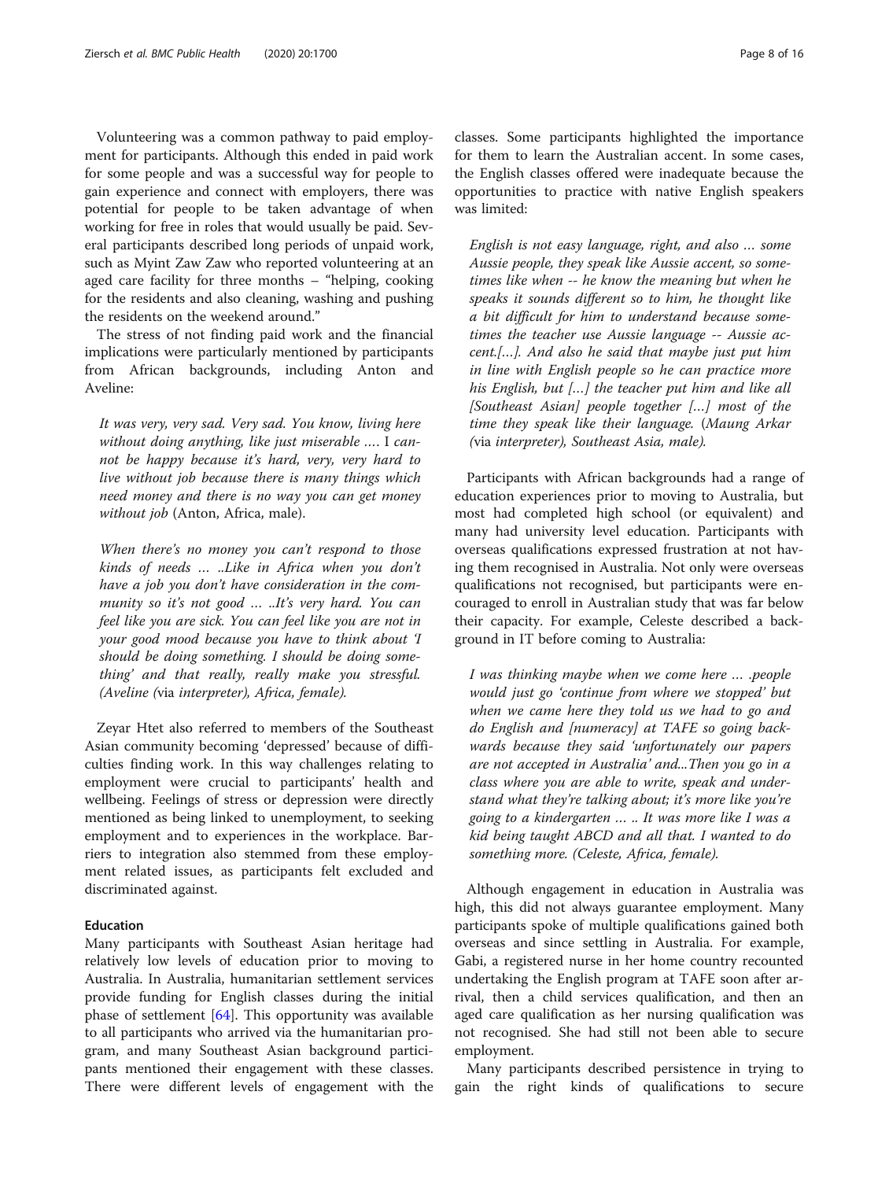Volunteering was a common pathway to paid employment for participants. Although this ended in paid work for some people and was a successful way for people to gain experience and connect with employers, there was potential for people to be taken advantage of when working for free in roles that would usually be paid. Several participants described long periods of unpaid work, such as Myint Zaw Zaw who reported volunteering at an aged care facility for three months – "helping, cooking for the residents and also cleaning, washing and pushing the residents on the weekend around."

The stress of not finding paid work and the financial implications were particularly mentioned by participants from African backgrounds, including Anton and Aveline:

> *It was very, very sad. Very sad. You know, living here without doing anything, like just miserable …. I cannot be happy because it's hard, very, very hard to live without job because there is many things which need money and there is no way you can get money without job* (Anton, Africa, male).

> *When there's no money you can't respond to those kinds of needs … ..Like in Africa when you don't have a job you don't have consideration in the community so it's not good … ..It's very hard. You can feel like you are sick. You can feel like you are not in your good mood because you have to think about 'I should be doing something. I should be doing something' and that really, really make you stressful. (Aveline (*via *interpreter), Africa, female).*

Zeyar Htet also referred to members of the Southeast Asian community becoming 'depressed' because of difficulties finding work. In this way challenges relating to employment were crucial to participants' health and wellbeing. Feelings of stress or depression were directly mentioned as being linked to unemployment, to seeking employment and to experiences in the workplace. Barriers to integration also stemmed from these employment related issues, as participants felt excluded and discriminated against.

## Education

Many participants with Southeast Asian heritage had relatively low levels of education prior to moving to Australia. In Australia, humanitarian settlement services provide funding for English classes during the initial phase of settlement [64]. This opportunity was available to all participants who arrived via the humanitarian program, and many Southeast Asian background participants mentioned their engagement with these classes. There were different levels of engagement with the classes. Some participants highlighted the importance for them to learn the Australian accent. In some cases, the English classes offered were inadequate because the opportunities to practice with native English speakers was limited:

> *English is not easy language, right, and also … some Aussie people, they speak like Aussie accent, so sometimes like when -- he know the meaning but when he speaks it sounds different so to him, he thought like a bit difficult for him to understand because sometimes the teacher use Aussie language -- Aussie accent.[…]. And also he said that maybe just put him in line with English people so he can practice more his English, but […] the teacher put him and like all [Southeast Asian] people together […] most of the time they speak like their language.* (*Maung Arkar (*via *interpreter), Southeast Asia, male).*

Participants with African backgrounds had a range of education experiences prior to moving to Australia, but most had completed high school (or equivalent) and many had university level education. Participants with overseas qualifications expressed frustration at not having them recognised in Australia. Not only were overseas qualifications not recognised, but participants were encouraged to enroll in Australian study that was far below their capacity. For example, Celeste described a background in IT before coming to Australia:

> *I was thinking maybe when we come here … .people would just go 'continue from where we stopped' but when we came here they told us we had to go and do English and [numeracy] at TAFE so going backwards because they said 'unfortunately our papers are not accepted in Australia' and...Then you go in a class where you are able to write, speak and understand what they're talking about; it's more like you're going to a kindergarten … .. It was more like I was a kid being taught ABCD and all that. I wanted to do something more. (Celeste, Africa, female).*

Although engagement in education in Australia was high, this did not always guarantee employment. Many participants spoke of multiple qualifications gained both overseas and since settling in Australia. For example, Gabi, a registered nurse in her home country recounted undertaking the English program at TAFE soon after arrival, then a child services qualification, and then an aged care qualification as her nursing qualification was not recognised. She had still not been able to secure employment.

Many participants described persistence in trying to gain the right kinds of qualifications to secure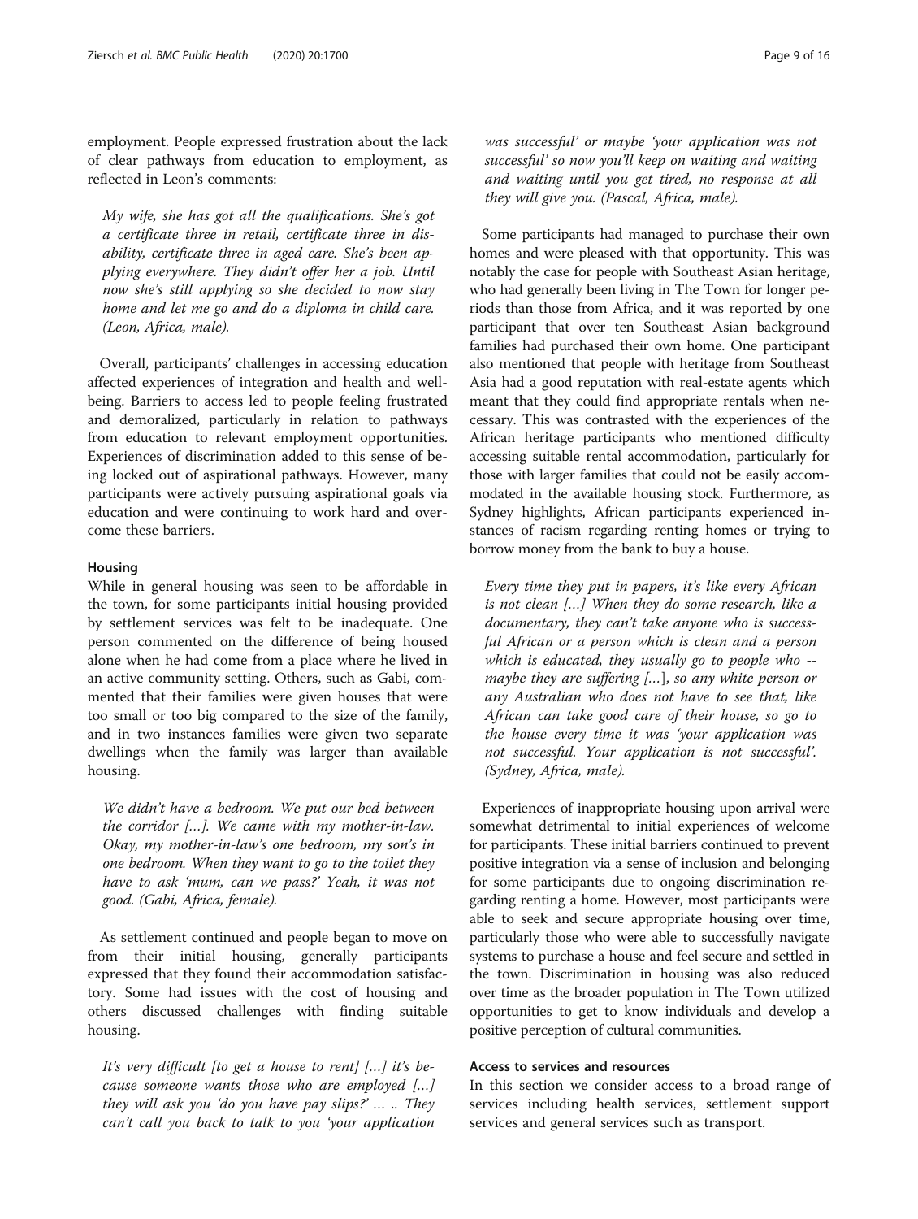employment. People expressed frustration about the lack of clear pathways from education to employment, as reflected in Leon's comments:

> *My wife, she has got all the qualifications. She's got a certificate three in retail, certificate three in disability, certificate three in aged care. She's been applying everywhere. They didn't offer her a job. Until now she's still applying so she decided to now stay home and let me go and do a diploma in child care. (Leon, Africa, male).*

Overall, participants' challenges in accessing education affected experiences of integration and health and wellbeing. Barriers to access led to people feeling frustrated and demoralized, particularly in relation to pathways from education to relevant employment opportunities. Experiences of discrimination added to this sense of being locked out of aspirational pathways. However, many participants were actively pursuing aspirational goals via education and were continuing to work hard and overcome these barriers.

#### Housing

While in general housing was seen to be affordable in the town, for some participants initial housing provided by settlement services was felt to be inadequate. One person commented on the difference of being housed alone when he had come from a place where he lived in an active community setting. Others, such as Gabi, commented that their families were given houses that were too small or too big compared to the size of the family, and in two instances families were given two separate dwellings when the family was larger than available housing.

> *We didn't have a bedroom. We put our bed between the corridor […]. We came with my mother-in-law. Okay, my mother-in-law's one bedroom, my son's in one bedroom. When they want to go to the toilet they have to ask 'mum, can we pass?' Yeah, it was not good. (Gabi, Africa, female).*

As settlement continued and people began to move on from their initial housing, generally participants expressed that they found their accommodation satisfactory. Some had issues with the cost of housing and others discussed challenges with finding suitable housing.

> *It's very difficult [to get a house to rent] […] it's because someone wants those who are employed […] they will ask you 'do you have pay slips?' … .. They can't call you back to talk to you 'your application was successful' or maybe 'your application was not successful' so now you'll keep on waiting and waiting and waiting until you get tired, no response at all they will give you. (Pascal, Africa, male).*

Some participants had managed to purchase their own homes and were pleased with that opportunity. This was notably the case for people with Southeast Asian heritage, who had generally been living in The Town for longer periods than those from Africa, and it was reported by one participant that over ten Southeast Asian background families had purchased their own home. One participant also mentioned that people with heritage from Southeast Asia had a good reputation with real-estate agents which meant that they could find appropriate rentals when necessary. This was contrasted with the experiences of the African heritage participants who mentioned difficulty accessing suitable rental accommodation, particularly for those with larger families that could not be easily accommodated in the available housing stock. Furthermore, as Sydney highlights, African participants experienced instances of racism regarding renting homes or trying to borrow money from the bank to buy a house.

> *Every time they put in papers, it's like every African is not clean […] When they do some research, like a documentary, they can't take anyone who is successful African or a person which is clean and a person which is educated, they usually go to people who -- maybe they are suffering […], so any white person or any Australian who does not have to see that, like African can take good care of their house, so go to the house every time it was 'your application was not successful. Your application is not successful'. (Sydney, Africa, male).*

Experiences of inappropriate housing upon arrival were somewhat detrimental to initial experiences of welcome for participants. These initial barriers continued to prevent positive integration via a sense of inclusion and belonging for some participants due to ongoing discrimination regarding renting a home. However, most participants were able to seek and secure appropriate housing over time, particularly those who were able to successfully navigate systems to purchase a house and feel secure and settled in the town. Discrimination in housing was also reduced over time as the broader population in The Town utilized opportunities to get to know individuals and develop a positive perception of cultural communities.

#### Access to services and resources

In this section we consider access to a broad range of services including health services, settlement support services and general services such as transport.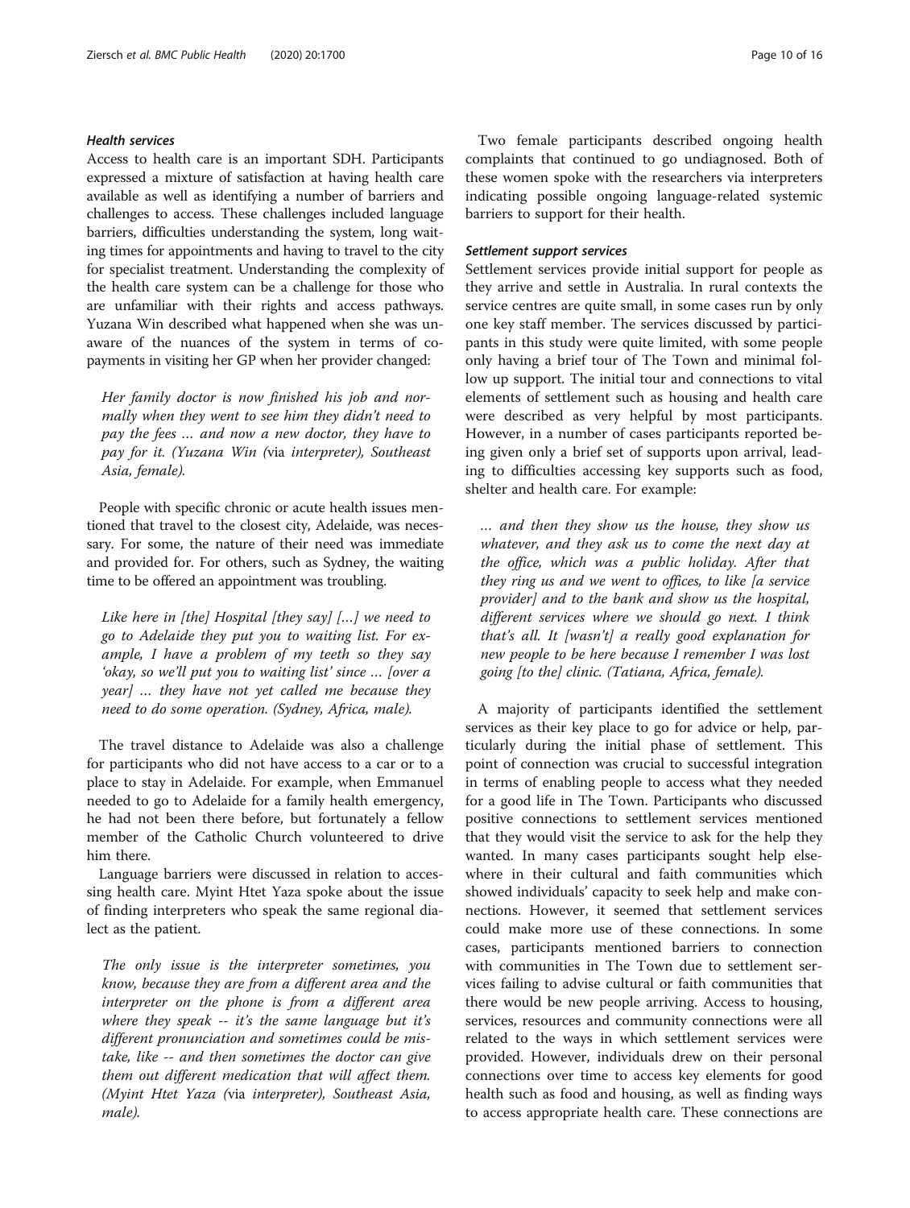#### *Health services*

Access to health care is an important SDH. Participants expressed a mixture of satisfaction at having health care available as well as identifying a number of barriers and challenges to access. These challenges included language barriers, difficulties understanding the system, long waiting times for appointments and having to travel to the city for specialist treatment. Understanding the complexity of the health care system can be a challenge for those who are unfamiliar with their rights and access pathways. Yuzana Win described what happened when she was unaware of the nuances of the system in terms of co-payments in visiting her GP when her provider changed:

> *Her family doctor is now finished his job and normally when they went to see him they didn't need to pay the fees … and now a new doctor, they have to pay for it. (Yuzana Win (*via *interpreter), Southeast Asia, female).*

People with specific chronic or acute health issues mentioned that travel to the closest city, Adelaide, was necessary. For some, the nature of their need was immediate and provided for. For others, such as Sydney, the waiting time to be offered an appointment was troubling.

> *Like here in [the] Hospital [they say] […] we need to go to Adelaide they put you to waiting list. For example, I have a problem of my teeth so they say 'okay, so we'll put you to waiting list' since … [over a year] … they have not yet called me because they need to do some operation. (Sydney, Africa, male).*

The travel distance to Adelaide was also a challenge for participants who did not have access to a car or to a place to stay in Adelaide. For example, when Emmanuel needed to go to Adelaide for a family health emergency, he had not been there before, but fortunately a fellow member of the Catholic Church volunteered to drive him there.

Language barriers were discussed in relation to accessing health care. Myint Htet Yaza spoke about the issue of finding interpreters who speak the same regional dialect as the patient.

> *The only issue is the interpreter sometimes, you know, because they are from a different area and the interpreter on the phone is from a different area where they speak -- it's the same language but it's different pronunciation and sometimes could be mistake, like -- and then sometimes the doctor can give them out different medication that will affect them. (Myint Htet Yaza (*via *interpreter), Southeast Asia, male).*

Two female participants described ongoing health complaints that continued to go undiagnosed. Both of these women spoke with the researchers via interpreters indicating possible ongoing language-related systemic barriers to support for their health.

#### *Settlement support services*

Settlement services provide initial support for people as they arrive and settle in Australia. In rural contexts the service centres are quite small, in some cases run by only one key staff member. The services discussed by participants in this study were quite limited, with some people only having a brief tour of The Town and minimal follow up support. The initial tour and connections to vital elements of settlement such as housing and health care were described as very helpful by most participants. However, in a number of cases participants reported being given only a brief set of supports upon arrival, leading to difficulties accessing key supports such as food, shelter and health care. For example:

> *… and then they show us the house, they show us whatever, and they ask us to come the next day at the office, which was a public holiday. After that they ring us and we went to offices, to like [a service provider] and to the bank and show us the hospital, different services where we should go next. I think that's all. It [wasn't] a really good explanation for new people to be here because I remember I was lost going [to the] clinic. (Tatiana, Africa, female).*

A majority of participants identified the settlement services as their key place to go for advice or help, particularly during the initial phase of settlement. This point of connection was crucial to successful integration in terms of enabling people to access what they needed for a good life in The Town. Participants who discussed positive connections to settlement services mentioned that they would visit the service to ask for the help they wanted. In many cases participants sought help elsewhere in their cultural and faith communities which showed individuals' capacity to seek help and make connections. However, it seemed that settlement services could make more use of these connections. In some cases, participants mentioned barriers to connection with communities in The Town due to settlement services failing to advise cultural or faith communities that there would be new people arriving. Access to housing, services, resources and community connections were all related to the ways in which settlement services were provided. However, individuals drew on their personal connections over time to access key elements for good health such as food and housing, as well as finding ways to access appropriate health care. These connections are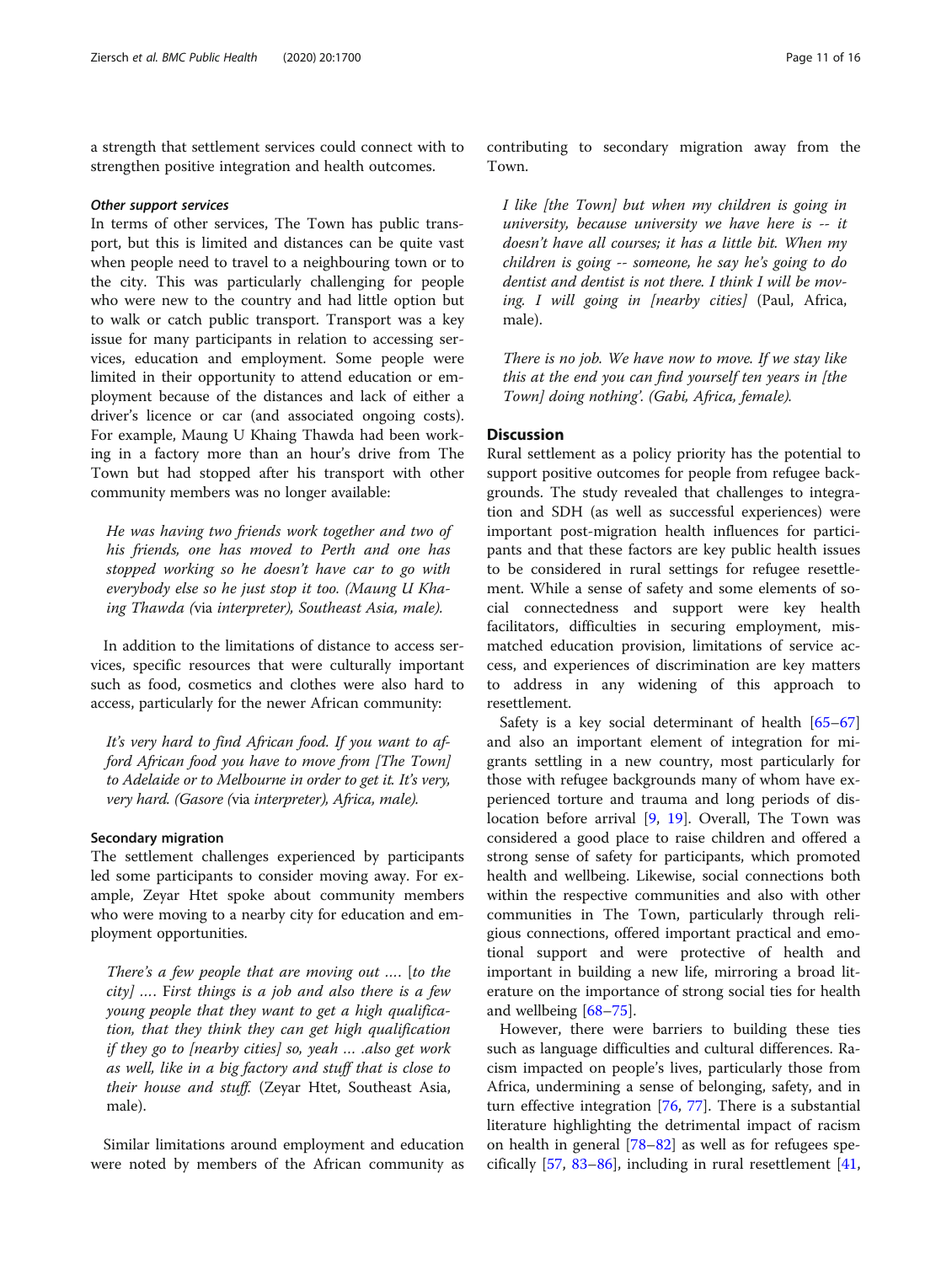a strength that settlement services could connect with to strengthen positive integration and health outcomes.

#### *Other support services*

In terms of other services, The Town has public transport, but this is limited and distances can be quite vast when people need to travel to a neighbouring town or to the city. This was particularly challenging for people who were new to the country and had little option but to walk or catch public transport. Transport was a key issue for many participants in relation to accessing services, education and employment. Some people were limited in their opportunity to attend education or employment because of the distances and lack of either a driver's licence or car (and associated ongoing costs). For example, Maung U Khaing Thawda had been working in a factory more than an hour's drive from The Town but had stopped after his transport with other community members was no longer available:

> *He was having two friends work together and two of his friends, one has moved to Perth and one has stopped working so he doesn't have car to go with everybody else so he just stop it too. (Maung U Khaing Thawda (*via *interpreter), Southeast Asia, male).*

In addition to the limitations of distance to access services, specific resources that were culturally important such as food, cosmetics and clothes were also hard to access, particularly for the newer African community:

> *It's very hard to find African food. If you want to afford African food you have to move from [The Town] to Adelaide or to Melbourne in order to get it. It's very, very hard. (Gasore (*via *interpreter), Africa, male).*

### Secondary migration

The settlement challenges experienced by participants led some participants to consider moving away. For example, Zeyar Htet spoke about community members who were moving to a nearby city for education and employment opportunities.

> *There's a few people that are moving out .... [to the city] .... First things is a job and also there is a few young people that they want to get a high qualification, that they think they can get high qualification if they go to [nearby cities] so, yeah ... .also get work as well, like in a big factory and stuff that is close to their house and stuff. (Zeyar Htet, Southeast Asia, male).*

Similar limitations around employment and education were noted by members of the African community as contributing to secondary migration away from the Town.

> *I like [the Town] but when my children is going in university, because university we have here is -- it doesn't have all courses; it has a little bit. When my children is going -- someone, he say he's going to do dentist and dentist is not there. I think I will be moving. I will going in [nearby cities] (Paul, Africa, male).*

> *There is no job. We have now to move. If we stay like this at the end you can find yourself ten years in [the Town] doing nothing'. (Gabi, Africa, female).*

## Discussion

Rural settlement as a policy priority has the potential to support positive outcomes for people from refugee backgrounds. The study revealed that challenges to integration and SDH (as well as successful experiences) were important post-migration health influences for participants and that these factors are key public health issues to be considered in rural settings for refugee resettlement. While a sense of safety and some elements of social connectedness and support were key health facilitators, difficulties in securing employment, mismatched education provision, limitations of service access, and experiences of discrimination are key matters to address in any widening of this approach to resettlement.

Safety is a key social determinant of health [65–67] and also an important element of integration for migrants settling in a new country, most particularly for those with refugee backgrounds many of whom have experienced torture and trauma and long periods of dislocation before arrival [9, 19]. Overall, The Town was considered a good place to raise children and offered a strong sense of safety for participants, which promoted health and wellbeing. Likewise, social connections both within the respective communities and also with other communities in The Town, particularly through religious connections, offered important practical and emotional support and were protective of health and important in building a new life, mirroring a broad literature on the importance of strong social ties for health and wellbeing [68–75].

However, there were barriers to building these ties such as language difficulties and cultural differences. Racism impacted on people's lives, particularly those from Africa, undermining a sense of belonging, safety, and in turn effective integration [76, 77]. There is a substantial literature highlighting the detrimental impact of racism on health in general [78–82] as well as for refugees specifically [57, 83–86], including in rural resettlement [41,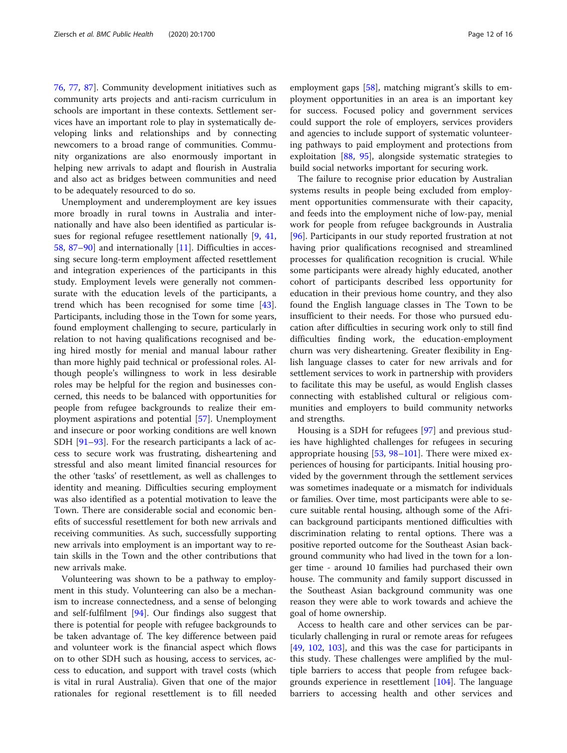76, 77, 87]. Community development initiatives such as community arts projects and anti-racism curriculum in schools are important in these contexts. Settlement services have an important role to play in systematically developing links and relationships and by connecting newcomers to a broad range of communities. Community organizations are also enormously important in helping new arrivals to adapt and flourish in Australia and also act as bridges between communities and need to be adequately resourced to do so.

Unemployment and underemployment are key issues more broadly in rural towns in Australia and internationally and have also been identified as particular issues for regional refugee resettlement nationally [9, 41, 58, 87–90] and internationally [11]. Difficulties in accessing secure long-term employment affected resettlement and integration experiences of the participants in this study. Employment levels were generally not commensurate with the education levels of the participants, a trend which has been recognised for some time [43]. Participants, including those in the Town for some years, found employment challenging to secure, particularly in relation to not having qualifications recognised and being hired mostly for menial and manual labour rather than more highly paid technical or professional roles. Although people's willingness to work in less desirable roles may be helpful for the region and businesses concerned, this needs to be balanced with opportunities for people from refugee backgrounds to realize their employment aspirations and potential [57]. Unemployment and insecure or poor working conditions are well known SDH [91–93]. For the research participants a lack of access to secure work was frustrating, disheartening and stressful and also meant limited financial resources for the other 'tasks' of resettlement, as well as challenges to identity and meaning. Difficulties securing employment was also identified as a potential motivation to leave the Town. There are considerable social and economic benefits of successful resettlement for both new arrivals and receiving communities. As such, successfully supporting new arrivals into employment is an important way to retain skills in the Town and the other contributions that new arrivals make.

Volunteering was shown to be a pathway to employment in this study. Volunteering can also be a mechanism to increase connectedness, and a sense of belonging and self-fulfilment [94]. Our findings also suggest that there is potential for people with refugee backgrounds to be taken advantage of. The key difference between paid and volunteer work is the financial aspect which flows on to other SDH such as housing, access to services, access to education, and support with travel costs (which is vital in rural Australia). Given that one of the major rationales for regional resettlement is to fill needed employment gaps [58], matching migrant's skills to employment opportunities in an area is an important key for success. Focused policy and government services could support the role of employers, services providers and agencies to include support of systematic volunteering pathways to paid employment and protections from exploitation [88, 95], alongside systematic strategies to build social networks important for securing work.

The failure to recognise prior education by Australian systems results in people being excluded from employment opportunities commensurate with their capacity, and feeds into the employment niche of low-pay, menial work for people from refugee backgrounds in Australia [96]. Participants in our study reported frustration at not having prior qualifications recognised and streamlined processes for qualification recognition is crucial. While some participants were already highly educated, another cohort of participants described less opportunity for education in their previous home country, and they also found the English language classes in The Town to be insufficient to their needs. For those who pursued education after difficulties in securing work only to still find difficulties finding work, the education-employment churn was very disheartening. Greater flexibility in English language classes to cater for new arrivals and for settlement services to work in partnership with providers to facilitate this may be useful, as would English classes connecting with established cultural or religious communities and employers to build community networks and strengths.

Housing is a SDH for refugees [97] and previous studies have highlighted challenges for refugees in securing appropriate housing [53, 98–101]. There were mixed experiences of housing for participants. Initial housing provided by the government through the settlement services was sometimes inadequate or a mismatch for individuals or families. Over time, most participants were able to secure suitable rental housing, although some of the African background participants mentioned difficulties with discrimination relating to rental options. There was a positive reported outcome for the Southeast Asian background community who had lived in the town for a longer time - around 10 families had purchased their own house. The community and family support discussed in the Southeast Asian background community was one reason they were able to work towards and achieve the goal of home ownership.

Access to health care and other services can be particularly challenging in rural or remote areas for refugees [49, 102, 103], and this was the case for participants in this study. These challenges were amplified by the multiple barriers to access that people from refugee backgrounds experience in resettlement [104]. The language barriers to accessing health and other services and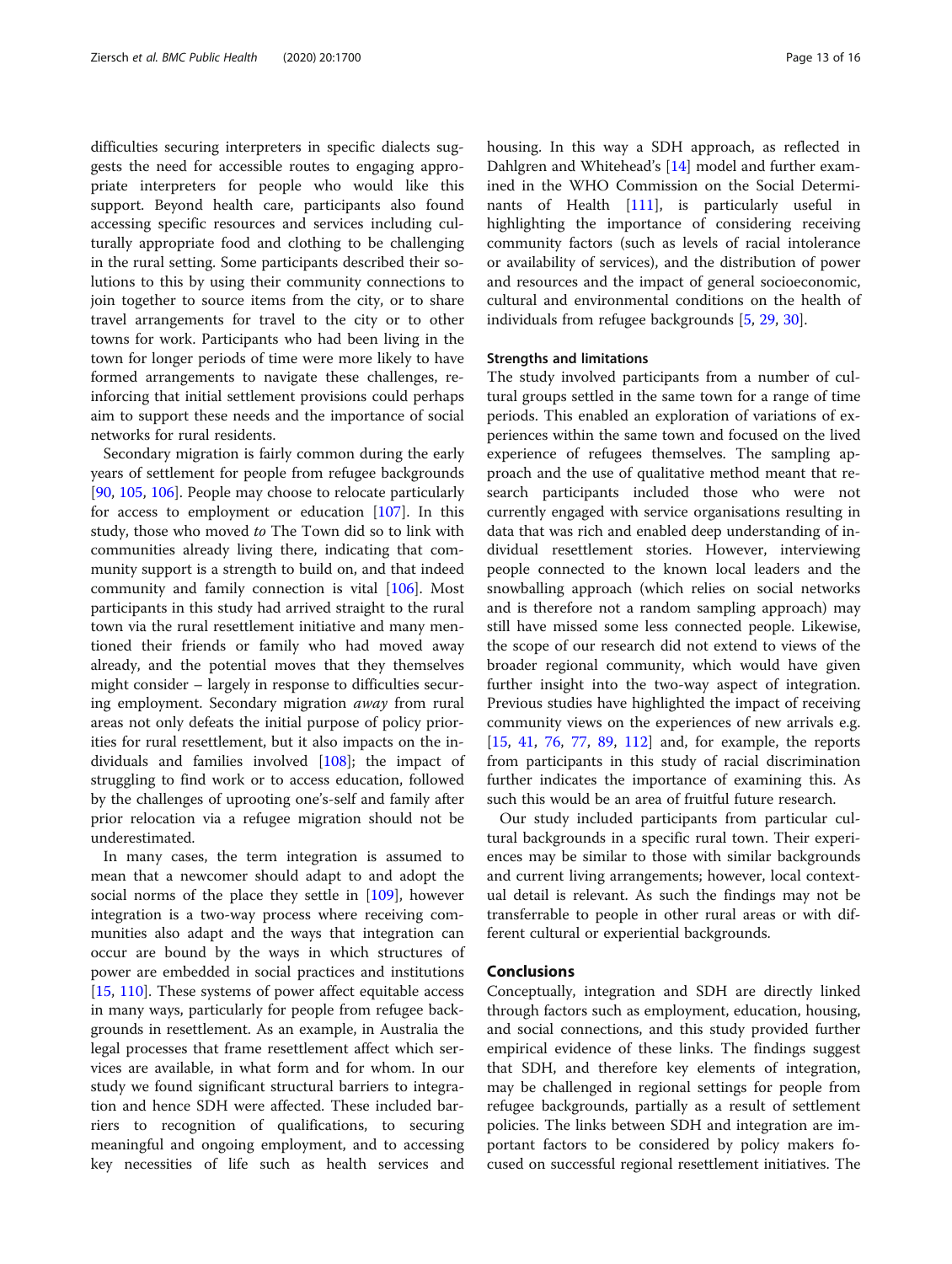difficulties securing interpreters in specific dialects suggests the need for accessible routes to engaging appropriate interpreters for people who would like this support. Beyond health care, participants also found accessing specific resources and services including culturally appropriate food and clothing to be challenging in the rural setting. Some participants described their solutions to this by using their community connections to join together to source items from the city, or to share travel arrangements for travel to the city or to other towns for work. Participants who had been living in the town for longer periods of time were more likely to have formed arrangements to navigate these challenges, reinforcing that initial settlement provisions could perhaps aim to support these needs and the importance of social networks for rural residents.

Secondary migration is fairly common during the early years of settlement for people from refugee backgrounds [90, 105, 106]. People may choose to relocate particularly for access to employment or education [107]. In this study, those who moved *to* The Town did so to link with communities already living there, indicating that community support is a strength to build on, and that indeed community and family connection is vital [106]. Most participants in this study had arrived straight to the rural town via the rural resettlement initiative and many mentioned their friends or family who had moved away already, and the potential moves that they themselves might consider – largely in response to difficulties securing employment. Secondary migration *away* from rural areas not only defeats the initial purpose of policy priorities for rural resettlement, but it also impacts on the individuals and families involved [108]; the impact of struggling to find work or to access education, followed by the challenges of uprooting one's-self and family after prior relocation via a refugee migration should not be underestimated.

In many cases, the term integration is assumed to mean that a newcomer should adapt to and adopt the social norms of the place they settle in [109], however integration is a two-way process where receiving communities also adapt and the ways that integration can occur are bound by the ways in which structures of power are embedded in social practices and institutions [15, 110]. These systems of power affect equitable access in many ways, particularly for people from refugee backgrounds in resettlement. As an example, in Australia the legal processes that frame resettlement affect which services are available, in what form and for whom. In our study we found significant structural barriers to integration and hence SDH were affected. These included barriers to recognition of qualifications, to securing meaningful and ongoing employment, and to accessing key necessities of life such as health services and housing. In this way a SDH approach, as reflected in Dahlgren and Whitehead's [14] model and further examined in the WHO Commission on the Social Determinants of Health [111], is particularly useful in highlighting the importance of considering receiving community factors (such as levels of racial intolerance or availability of services), and the distribution of power and resources and the impact of general socioeconomic, cultural and environmental conditions on the health of individuals from refugee backgrounds [5, 29, 30].

### Strengths and limitations

The study involved participants from a number of cultural groups settled in the same town for a range of time periods. This enabled an exploration of variations of experiences within the same town and focused on the lived experience of refugees themselves. The sampling approach and the use of qualitative method meant that research participants included those who were not currently engaged with service organisations resulting in data that was rich and enabled deep understanding of individual resettlement stories. However, interviewing people connected to the known local leaders and the snowballing approach (which relies on social networks and is therefore not a random sampling approach) may still have missed some less connected people. Likewise, the scope of our research did not extend to views of the broader regional community, which would have given further insight into the two-way aspect of integration. Previous studies have highlighted the impact of receiving community views on the experiences of new arrivals e.g. [15, 41, 76, 77, 89, 112] and, for example, the reports from participants in this study of racial discrimination further indicates the importance of examining this. As such this would be an area of fruitful future research.

Our study included participants from particular cultural backgrounds in a specific rural town. Their experiences may be similar to those with similar backgrounds and current living arrangements; however, local contextual detail is relevant. As such the findings may not be transferrable to people in other rural areas or with different cultural or experiential backgrounds.

## Conclusions

Conceptually, integration and SDH are directly linked through factors such as employment, education, housing, and social connections, and this study provided further empirical evidence of these links. The findings suggest that SDH, and therefore key elements of integration, may be challenged in regional settings for people from refugee backgrounds, partially as a result of settlement policies. The links between SDH and integration are important factors to be considered by policy makers focused on successful regional resettlement initiatives. The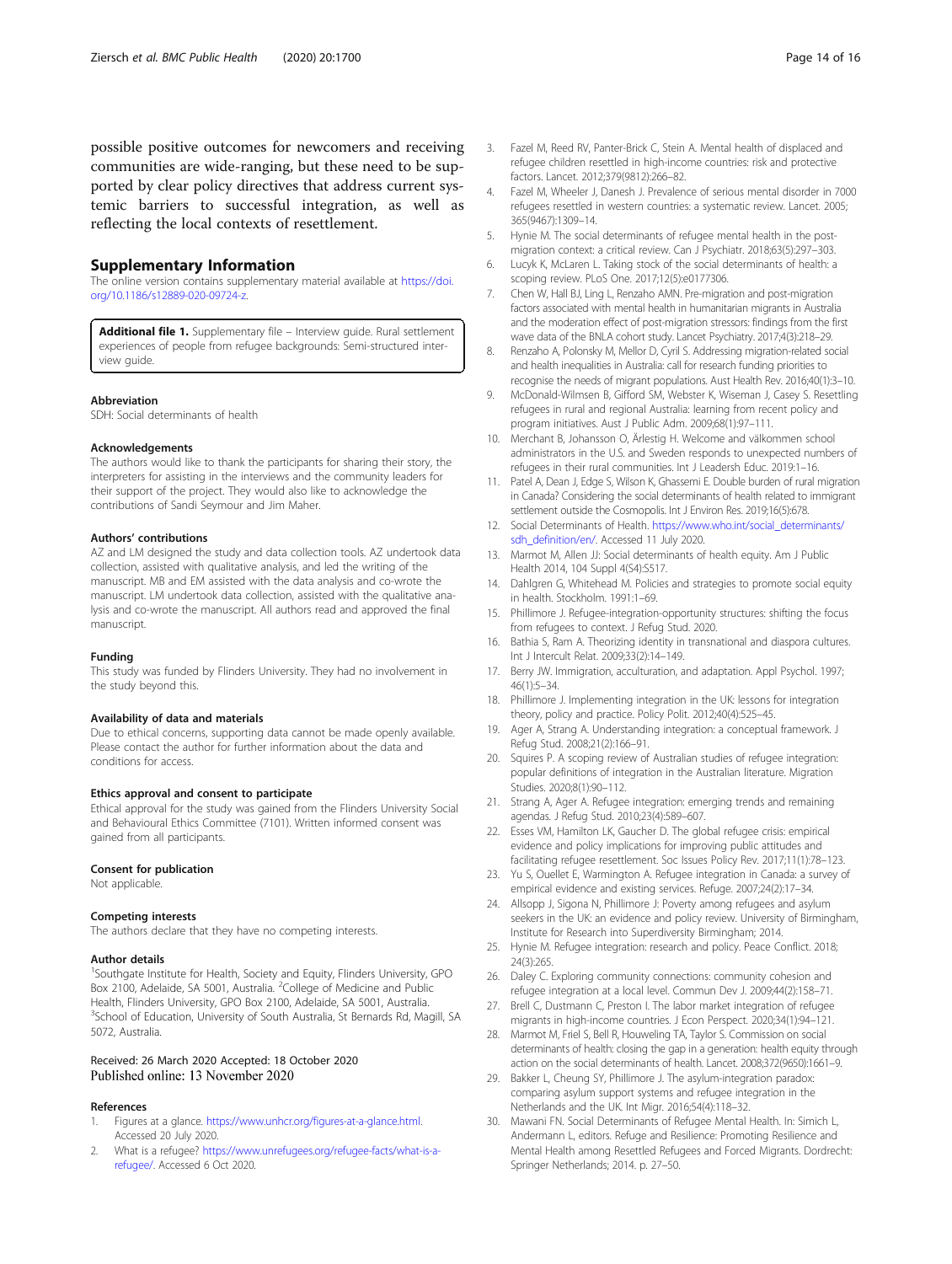possible positive outcomes for newcomers and receiving communities are wide-ranging, but these need to be supported by clear policy directives that address current systemic barriers to successful integration, as well as reflecting the local contexts of resettlement.

## Supplementary Information

The online version contains supplementary material available at https://doi.org/10.1186/s12889-020-09724-z.

**Additional file 1.** Supplementary file – Interview guide. Rural settlement experiences of people from refugee backgrounds: Semi-structured interview guide.

### Abbreviation

SDH: Social determinants of health

### Acknowledgements

The authors would like to thank the participants for sharing their story, the interpreters for assisting in the interviews and the community leaders for their support of the project. They would also like to acknowledge the contributions of Sandi Seymour and Jim Maher.

### Authors' contributions

AZ and LM designed the study and data collection tools. AZ undertook data collection, assisted with qualitative analysis, and led the writing of the manuscript. MB and EM assisted with the data analysis and co-wrote the manuscript. LM undertook data collection, assisted with the qualitative analysis and co-wrote the manuscript. All authors read and approved the final manuscript.

### Funding

This study was funded by Flinders University. They had no involvement in the study beyond this.

### Availability of data and materials

Due to ethical concerns, supporting data cannot be made openly available. Please contact the author for further information about the data and conditions for access.

### Ethics approval and consent to participate

Ethical approval for the study was gained from the Flinders University Social and Behavioural Ethics Committee (7101). Written informed consent was gained from all participants.

### Consent for publication

Not applicable.

### Competing interests

The authors declare that they have no competing interests.

### Author details

[1]Southgate Institute for Health, Society and Equity, Flinders University, GPO Box 2100, Adelaide, SA 5001, Australia. [2]College of Medicine and Public Health, Flinders University, GPO Box 2100, Adelaide, SA 5001, Australia. [3]School of Education, University of South Australia, St Bernards Rd, Magill, SA 5072, Australia.

Received: 26 March 2020 Accepted: 18 October 2020
Published online: 13 November 2020

### References

1. Figures at a glance. https://www.unhcr.org/figures-at-a-glance.html. Accessed 20 July 2020.
2. What is a refugee? https://www.unrefugees.org/refugee-facts/what-is-a-refugee/. Accessed 6 Oct 2020.
3. Fazel M, Reed RV, Panter-Brick C, Stein A. Mental health of displaced and refugee children resettled in high-income countries: risk and protective factors. Lancet. 2012;379(9812):266–82.
4. Fazel M, Wheeler J, Danesh J. Prevalence of serious mental disorder in 7000 refugees resettled in western countries: a systematic review. Lancet. 2005; 365(9467):1309–14.
5. Hynie M. The social determinants of refugee mental health in the post-migration context: a critical review. Can J Psychiatr. 2018;63(5):297–303.
6. Lucyk K, McLaren L. Taking stock of the social determinants of health: a scoping review. PLoS One. 2017;12(5):e0177306.
7. Chen W, Hall BJ, Ling L, Renzaho AMN. Pre-migration and post-migration factors associated with mental health in humanitarian migrants in Australia and the moderation effect of post-migration stressors: findings from the first wave data of the BNLA cohort study. Lancet Psychiatry. 2017;4(3):218–29.
8. Renzaho A, Polonsky M, Mellor D, Cyril S. Addressing migration-related social and health inequalities in Australia: call for research funding priorities to recognise the needs of migrant populations. Aust Health Rev. 2016;40(1):3–10.
9. McDonald-Wilmsen B, Gifford SM, Webster K, Wiseman J, Casey S. Resettling refugees in rural and regional Australia: learning from recent policy and program initiatives. Aust J Public Adm. 2009;68(1):97–111.
10. Merchant B, Johansson O, Ärlestig H. Welcome and välkommen school administrators in the U.S. and Sweden responds to unexpected numbers of refugees in their rural communities. Int J Leadersh Educ. 2019:1–16.
11. Patel A, Dean J, Edge S, Wilson K, Ghassemi E. Double burden of rural migration in Canada? Considering the social determinants of health related to immigrant settlement outside the Cosmopolis. Int J Environ Res. 2019;16(5):678.
12. Social Determinants of Health. https://www.who.int/social_determinants/sdh_definition/en/. Accessed 11 July 2020.
13. Marmot M, Allen JJ: Social determinants of health equity. Am J Public Health 2014, 104 Suppl 4(S4):S517.
14. Dahlgren G, Whitehead M. Policies and strategies to promote social equity in health. Stockholm. 1991:1–69.
15. Phillimore J. Refugee-integration-opportunity structures: shifting the focus from refugees to context. J Refug Stud. 2020.
16. Bathia S, Ram A. Theorizing identity in transnational and diaspora cultures. Int J Intercult Relat. 2009;33(2):14–149.
17. Berry JW. Immigration, acculturation, and adaptation. Appl Psychol. 1997; 46(1):5–34.
18. Phillimore J. Implementing integration in the UK: lessons for integration theory, policy and practice. Policy Polit. 2012;40(4):525–45.
19. Ager A, Strang A. Understanding integration: a conceptual framework. J Refug Stud. 2008;21(2):166–91.
20. Squires P. A scoping review of Australian studies of refugee integration: popular definitions of integration in the Australian literature. Migration Studies. 2020;8(1):90–112.
21. Strang A, Ager A. Refugee integration: emerging trends and remaining agendas. J Refug Stud. 2010;23(4):589–607.
22. Esses VM, Hamilton LK, Gaucher D. The global refugee crisis: empirical evidence and policy implications for improving public attitudes and facilitating refugee resettlement. Soc Issues Policy Rev. 2017;11(1):78–123.
23. Yu S, Ouellet E, Warmington A. Refugee integration in Canada: a survey of empirical evidence and existing services. Refuge. 2007;24(2):17–34.
24. Allsopp J, Sigona N, Phillimore J: Poverty among refugees and asylum seekers in the UK: an evidence and policy review. University of Birmingham, Institute for Research into Superdiversity Birmingham; 2014.
25. Hynie M. Refugee integration: research and policy. Peace Conflict. 2018; 24(3):265.
26. Daley C. Exploring community connections: community cohesion and refugee integration at a local level. Commun Dev J. 2009;44(2):158–71.
27. Brell C, Dustmann C, Preston I. The labor market integration of refugee migrants in high-income countries. J Econ Perspect. 2020;34(1):94–121.
28. Marmot M, Friel S, Bell R, Houweling TA, Taylor S. Commission on social determinants of health: closing the gap in a generation: health equity through action on the social determinants of health. Lancet. 2008;372(9650):1661–9.
29. Bakker L, Cheung SY, Phillimore J. The asylum-integration paradox: comparing asylum support systems and refugee integration in the Netherlands and the UK. Int Migr. 2016;54(4):118–32.
30. Mawani FN. Social Determinants of Refugee Mental Health. In: Simich L, Andermann L, editors. Refuge and Resilience: Promoting Resilience and Mental Health among Resettled Refugees and Forced Migrants. Dordrecht: Springer Netherlands; 2014. p. 27–50.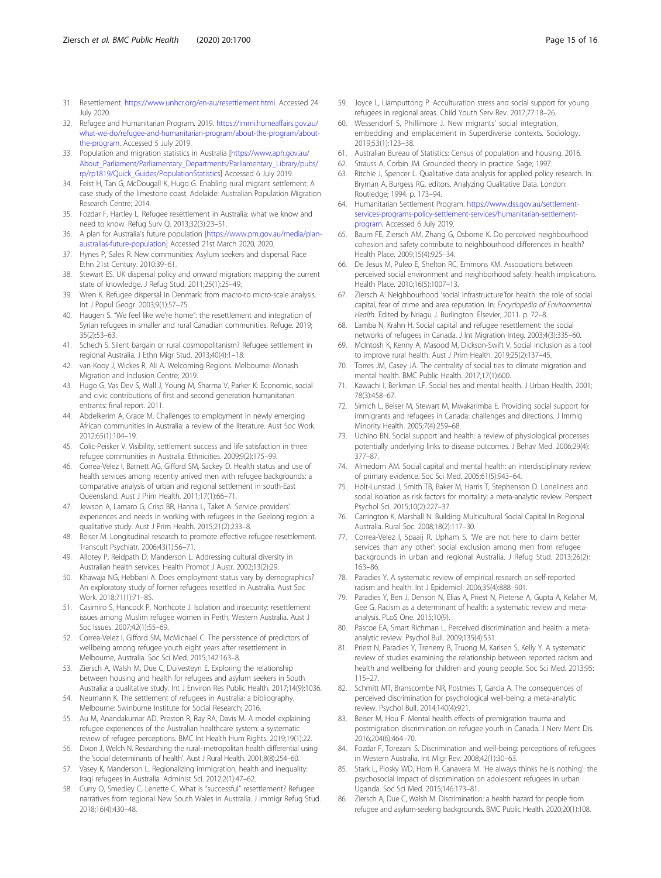31. Resettlement. https://www.unhcr.org/en-au/resettlement.html. Accessed 24 July 2020.
32. Refugee and Humanitarian Program. 2019. https://immi.homeaffairs.gov.au/what-we-do/refugee-and-humanitarian-program/about-the-program/about-the-program. Accessed 5 July 2019.
33. Population and migration statistics in Australia [https://www.aph.gov.au/About_Parliament/Parliamentary_Departments/Parliamentary_Library/pubs/rp/rp1819/Quick_Guides/PopulationStatistics] Accessed 6 July 2019.
34. Feist H, Tan G, McDougall K, Hugo G. Enabling rural migrant settlement: A case study of the limestone coast. Adelaide: Australian Population Migration Research Centre; 2014.
35. Fozdar F, Hartley L. Refugee resettlement in Australia: what we know and need to know. Refug Surv Q. 2013;32(3):23–51.
36. A plan for Australia's future population [https://www.pm.gov.au/media/plan-australias-future-population] Accessed 21st March 2020, 2020.
37. Hynes P, Sales R. New communities: Asylum seekers and dispersal. Race Ethn 21st Century. 2010:39–61.
38. Stewart ES. UK dispersal policy and onward migration: mapping the current state of knowledge. J Refug Stud. 2011;25(1):25–49.
39. Wren K. Refugee dispersal in Denmark: from macro-to micro-scale analysis. Int J Popul Geogr. 2003;9(1):57–75.
40. Haugen S. "We feel like we're home": the resettlement and integration of Syrian refugees in smaller and rural Canadian communities. Refuge. 2019; 35(2):53–63.
41. Schech S. Silent bargain or rural cosmopolitanism? Refugee settlement in regional Australia. J Ethn Migr Stud. 2013;40(4):1–18.
42. van Kooy J, Wickes R, Ali A. Welcoming Regions. Melbourne: Monash Migration and Inclusion Centre; 2019.
43. Hugo G, Vas Dev S, Wall J, Young M, Sharma V, Parker K: Economic, social and civic contributions of first and second generation humanitarian entrants: final report. 2011.
44. Abdelkerim A, Grace M. Challenges to employment in newly emerging African communities in Australia: a review of the literature. Aust Soc Work. 2012;65(1):104–19.
45. Colic-Peisker V. Visibility, settlement success and life satisfaction in three refugee communities in Australia. Ethnicities. 2009;9(2):175–99.
46. Correa-Velez I, Barnett AG, Gifford SM, Sackey D. Health status and use of health services among recently arrived men with refugee backgrounds: a comparative analysis of urban and regional settlement in south-East Queensland. Aust J Prim Health. 2011;17(1):66–71.
47. Jewson A, Lamaro G, Crisp BR, Hanna L, Taket A. Service providers' experiences and needs in working with refugees in the Geelong region: a qualitative study. Aust J Prim Health. 2015;21(2):233–8.
48. Beiser M. Longitudinal research to promote effective refugee resettlement. Transcult Psychiatr. 2006;43(1):56–71.
49. Allotey P, Reidpath D, Manderson L. Addressing cultural diversity in Australian health services. Health Promot J Austr. 2002;13(2):29.
50. Khawaja NG, Hebbani A. Does employment status vary by demographics? An exploratory study of former refugees resettled in Australia. Aust Soc Work. 2018;71(1):71–85.
51. Casimiro S, Hancock P, Northcote J. Isolation and insecurity: resettlement issues among Muslim refugee women in Perth, Western Australia. Aust J Soc Issues. 2007;42(1):55–69.
52. Correa-Velez I, Gifford SM, McMichael C. The persistence of predictors of wellbeing among refugee youth eight years after resettlement in Melbourne, Australia. Soc Sci Med. 2015;142:163–8.
53. Ziersch A, Walsh M, Due C, Duivesteyn E. Exploring the relationship between housing and health for refugees and asylum seekers in South Australia: a qualitative study. Int J Environ Res Public Health. 2017;14(9):1036.
54. Neumann K. The settlement of refugees in Australia: a bibliography. Melbourne: Swinburne Institute for Social Research; 2016.
55. Au M, Anandakumar AD, Preston R, Ray RA, Davis M. A model explaining refugee experiences of the Australian healthcare system: a systematic review of refugee perceptions. BMC Int Health Hum Rights. 2019;19(1):22.
56. Dixon J, Welch N. Researching the rural–metropolitan health differential using the 'social determinants of health'. Aust J Rural Health. 2001;8(8):254–60.
57. Vasey K, Manderson L. Regionalizing immigration, health and inequality: Iraqi refugees in Australia. Administ Sci. 2012;2(1):47–62.
58. Curry O, Smedley C, Lenette C. What is "successful" resettlement? Refugee narratives from regional New South Wales in Australia. J Immigr Refug Stud. 2018;16(4):430–48.
59. Joyce L, Liamputtong P. Acculturation stress and social support for young refugees in regional areas. Child Youth Serv Rev. 2017;77:18–26.
60. Wessendorf S, Phillimore J. New migrants' social integration, embedding and emplacement in Superdiverse contexts. Sociology. 2019;53(1):123–38.
61. Australian Bureau of Statistics: Census of population and housing. 2016.
62. Strauss A, Corbin JM. Grounded theory in practice. Sage; 1997.
63. Ritchie J, Spencer L. Qualitative data analysis for applied policy research. In: Bryman A, Burgess RG, editors. Analyzing Qualitative Data. London: Routledge; 1994. p. 173–94.
64. Humanitarian Settlement Program. https://www.dss.gov.au/settlement-services-programs-policy-settlement-services/humanitarian-settlement-program. Accessed 6 July 2019.
65. Baum FE, Ziersch AM, Zhang G, Osborne K. Do perceived neighbourhood cohesion and safety contribute to neighbourhood differences in health? Health Place. 2009;15(4):925–34.
66. De Jesus M, Puleo E, Shelton RC, Emmons KM. Associations between perceived social environment and neighborhood safety: health implications. Health Place. 2010;16(5):1007–13.
67. Ziersch A: Neighbourhood 'social infrastructure'for health: the role of social capital, fear of crime and area reputation. In: *Encyclopedia of Environmental Health*. Edited by Nriagu J. Burlington: Elsevier; 2011. p. 72–8.
68. Lamba N, Krahn H. Social capital and refugee resettlement: the social networks of refugees in Canada. J Int Migration Integ. 2003;4(3):335–60.
69. McIntosh K, Kenny A, Masood M, Dickson-Swift V. Social inclusion as a tool to improve rural health. Aust J Prim Health. 2019;25(2):137–45.
70. Torres JM, Casey JA. The centrality of social ties to climate migration and mental health. BMC Public Health. 2017;17(1):600.
71. Kawachi I, Berkman LF. Social ties and mental health. J Urban Health. 2001; 78(3):458–67.
72. Simich L, Beiser M, Stewart M, Mwakarimba E. Providing social support for immigrants and refugees in Canada: challenges and directions. J Immig Minority Health. 2005;7(4):259–68.
73. Uchino BN. Social support and health: a review of physiological processes potentially underlying links to disease outcomes. J Behav Med. 2006;29(4): 377–87.
74. Almedom AM. Social capital and mental health: an interdisciplinary review of primary evidence. Soc Sci Med. 2005;61(5):943–64.
75. Holt-Lunstad J, Smith TB, Baker M, Harris T, Stephenson D. Loneliness and social isolation as risk factors for mortality: a meta-analytic review. Perspect Psychol Sci. 2015;10(2):227–37.
76. Carrington K, Marshall N. Building Multicultural Social Capital In Regional Australia. Rural Soc. 2008;18(2):117–30.
77. Correa-Velez I, Spaaij R. Upham S. 'We are not here to claim better services than any other': social exclusion among men from refugee backgrounds in urban and regional Australia. J Refug Stud. 2013;26(2): 163–86.
78. Paradies Y. A systematic review of empirical research on self-reported racism and health. Int J Epidemiol. 2006;35(4):888–901.
79. Paradies Y, Ben J, Denson N, Elias A, Priest N, Pieterse A, Gupta A, Kelaher M, Gee G. Racism as a determinant of health: a systematic review and meta-analysis. PLoS One. 2015;10(9).
80. Pascoe EA, Smart Richman L. Perceived discrimination and health: a meta-analytic review. Psychol Bull. 2009;135(4):531.
81. Priest N, Paradies Y, Trenerry B, Truong M, Karlsen S, Kelly Y. A systematic review of studies examining the relationship between reported racism and health and wellbeing for children and young people. Soc Sci Med. 2013;95: 115–27.
82. Schmitt MT, Branscombe NR, Postmes T, Garcia A. The consequences of perceived discrimination for psychological well-being: a meta-analytic review. Psychol Bull. 2014;140(4):921.
83. Beiser M, Hou F. Mental health effects of premigration trauma and postmigration discrimination on refugee youth in Canada. J Nerv Ment Dis. 2016;204(6):464–70.
84. Fozdar F, Torezani S. Discrimination and well-being: perceptions of refugees in Western Australia. Int Migr Rev. 2008;42(1):30–63.
85. Stark L, Plosky WD, Horn R, Canavera M. 'He always thinks he is nothing': the psychosocial impact of discrimination on adolescent refugees in urban Uganda. Soc Sci Med. 2015;146:173–81.
86. Ziersch A, Due C, Walsh M. Discrimination: a health hazard for people from refugee and asylum-seeking backgrounds. BMC Public Health. 2020;20(1):108.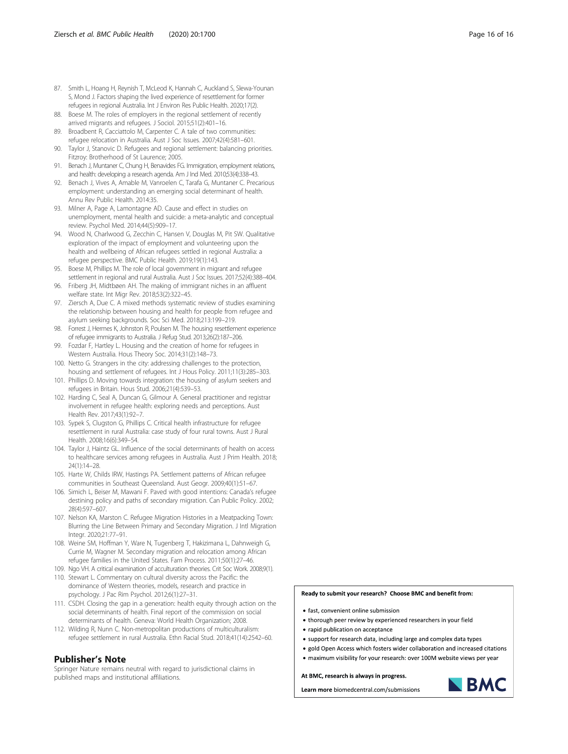87. Smith L, Hoang H, Reynish T, McLeod K, Hannah C, Auckland S, Slewa-Younan S, Mond J. Factors shaping the lived experience of resettlement for former refugees in regional Australia. Int J Environ Res Public Health. 2020;17(2).
88. Boese M. The roles of employers in the regional settlement of recently arrived migrants and refugees. J Sociol. 2015;51(2):401–16.
89. Broadbent R, Cacciattolo M, Carpenter C. A tale of two communities: refugee relocation in Australia. Aust J Soc Issues. 2007;42(4):581–601.
90. Taylor J, Stanovic D. Refugees and regional settlement: balancing priorities. Fitzroy: Brotherhood of St Laurence; 2005.
91. Benach J, Muntaner C, Chung H, Benavides FG. Immigration, employment relations, and health: developing a research agenda. Am J Ind Med. 2010;53(4):338–43.
92. Benach J, Vives A, Amable M, Vanroelen C, Tarafa G, Muntaner C. Precarious employment: understanding an emerging social determinant of health. Annu Rev Public Health. 2014:35.
93. Milner A, Page A, Lamontagne AD. Cause and effect in studies on unemployment, mental health and suicide: a meta-analytic and conceptual review. Psychol Med. 2014;44(5):909–17.
94. Wood N, Charlwood G, Zecchin C, Hansen V, Douglas M, Pit SW. Qualitative exploration of the impact of employment and volunteering upon the health and wellbeing of African refugees settled in regional Australia: a refugee perspective. BMC Public Health. 2019;19(1):143.
95. Boese M, Phillips M. The role of local government in migrant and refugee settlement in regional and rural Australia. Aust J Soc Issues. 2017;52(4):388–404.
96. Friberg JH, Midtbøen AH. The making of immigrant niches in an affluent welfare state. Int Migr Rev. 2018;53(2):322–45.
97. Ziersch A, Due C. A mixed methods systematic review of studies examining the relationship between housing and health for people from refugee and asylum seeking backgrounds. Soc Sci Med. 2018;213:199–219.
98. Forrest J, Hermes K, Johnston R, Poulsen M. The housing resettlement experience of refugee immigrants to Australia. J Refug Stud. 2013;26(2):187–206.
99. Fozdar F, Hartley L. Housing and the creation of home for refugees in Western Australia. Hous Theory Soc. 2014;31(2):148–73.
100. Netto G. Strangers in the city: addressing challenges to the protection, housing and settlement of refugees. Int J Hous Policy. 2011;11(3):285–303.
101. Phillips D. Moving towards integration: the housing of asylum seekers and refugees in Britain. Hous Stud. 2006;21(4):539–53.
102. Harding C, Seal A, Duncan G, Gilmour A. General practitioner and registrar involvement in refugee health: exploring needs and perceptions. Aust Health Rev. 2017;43(1):92–7.
103. Sypek S, Clugston G, Phillips C. Critical health infrastructure for refugee resettlement in rural Australia: case study of four rural towns. Aust J Rural Health. 2008;16(6):349–54.
104. Taylor J, Haintz GL. Influence of the social determinants of health on access to healthcare services among refugees in Australia. Aust J Prim Health. 2018; 24(1):14–28.
105. Harte W, Childs IRW, Hastings PA. Settlement patterns of African refugee communities in Southeast Queensland. Aust Geogr. 2009;40(1):51–67.
106. Simich L, Beiser M, Mawani F. Paved with good intentions: Canada's refugee destining policy and paths of secondary migration. Can Public Policy. 2002; 28(4):597–607.
107. Nelson KA, Marston C. Refugee Migration Histories in a Meatpacking Town: Blurring the Line Between Primary and Secondary Migration. J Intl Migration Integr. 2020;21:77–91.
108. Weine SM, Hoffman Y, Ware N, Tugenberg T, Hakizimana L, Dahnweigh G, Currie M, Wagner M. Secondary migration and relocation among African refugee families in the United States. Fam Process. 2011;50(1):27–46.
109. Ngo VH. A critical examination of acculturation theories. Crit Soc Work. 2008;9(1).
110. Stewart L. Commentary on cultural diversity across the Pacific: the dominance of Western theories, models, research and practice in psychology. J Pac Rim Psychol. 2012;6(1):27–31.
111. CSDH. Closing the gap in a generation: health equity through action on the social determinants of health. Final report of the commission on social determinants of health. Geneva: World Health Organization; 2008.
112. Wilding R, Nunn C. Non-metropolitan productions of multiculturalism: refugee settlement in rural Australia. Ethn Racial Stud. 2018;41(14):2542–60.

## Publisher's Note

Springer Nature remains neutral with regard to jurisdictional claims in published maps and institutional affiliations.

**Ready to submit your research? Choose BMC and benefit from:**

- fast, convenient online submission
- thorough peer review by experienced researchers in your field
- rapid publication on acceptance
- support for research data, including large and complex data types
- gold Open Access which fosters wider collaboration and increased citations
- maximum visibility for your research: over 100M website views per year

**At BMC, research is always in progress.**

**Learn more** biomedcentral.com/submissions

BMC